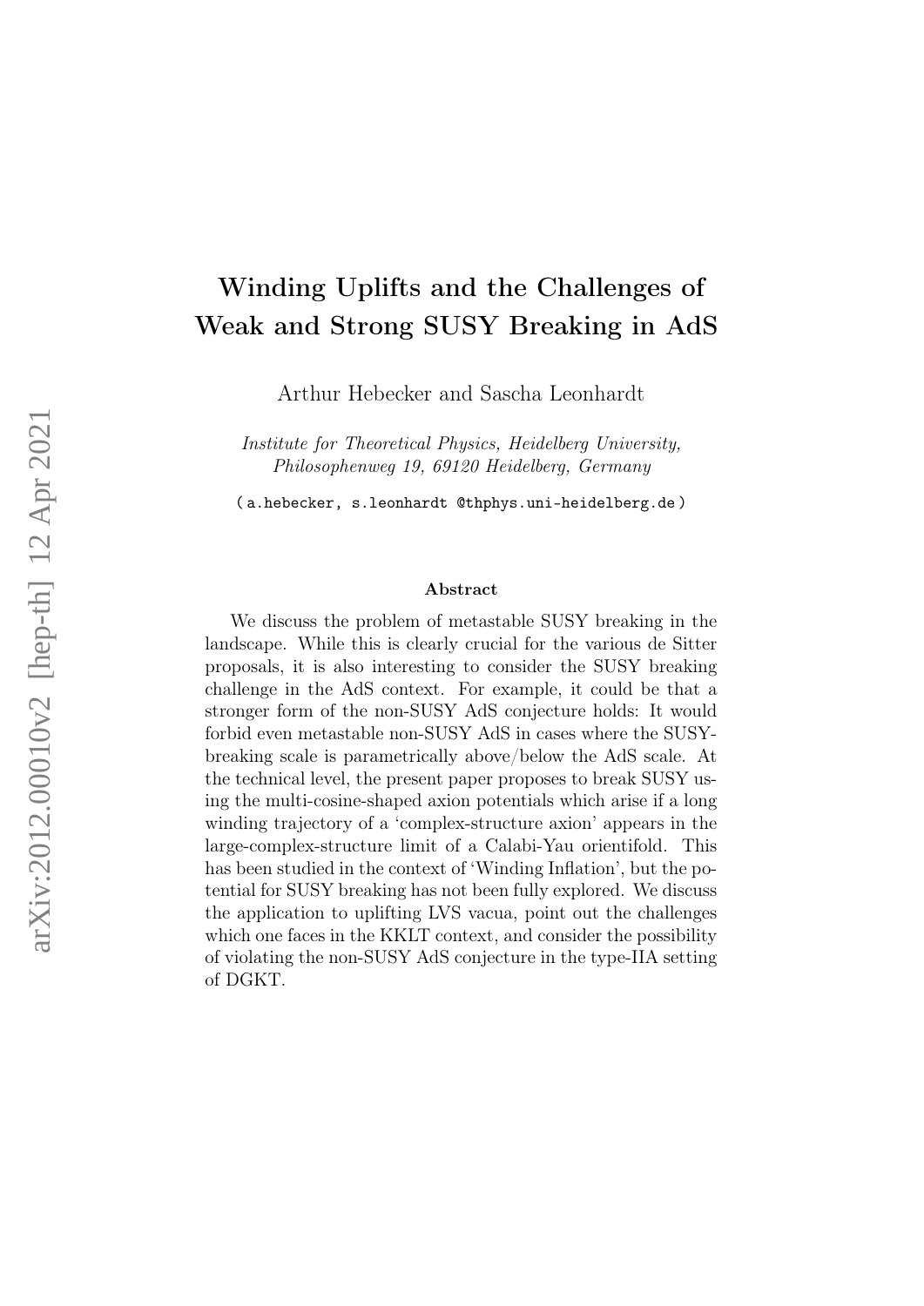# Winding Uplifts and the Challenges of Weak and Strong SUSY Breaking in AdS

Arthur Hebecker and Sascha Leonhardt

*Institute for Theoretical Physics, Heidelberg University, Philosophenweg 19, 69120 Heidelberg, Germany*

( a.hebecker, s.leonhardt @thphys.uni-heidelberg.de )

### Abstract

We discuss the problem of metastable SUSY breaking in the landscape. While this is clearly crucial for the various de Sitter proposals, it is also interesting to consider the SUSY breaking challenge in the AdS context. For example, it could be that a stronger form of the non-SUSY AdS conjecture holds: It would forbid even metastable non-SUSY AdS in cases where the SUSY-breaking scale is parametrically above/below the AdS scale. At the technical level, the present paper proposes to break SUSY using the multi-cosine-shaped axion potentials which arise if a long winding trajectory of a 'complex-structure axion' appears in the large-complex-structure limit of a Calabi-Yau orientifold. This has been studied in the context of 'Winding Inflation', but the potential for SUSY breaking has not been fully explored. We discuss the application to uplifting LVS vacua, point out the challenges which one faces in the KKLT context, and consider the possibility of violating the non-SUSY AdS conjecture in the type-IIA setting of DGKT.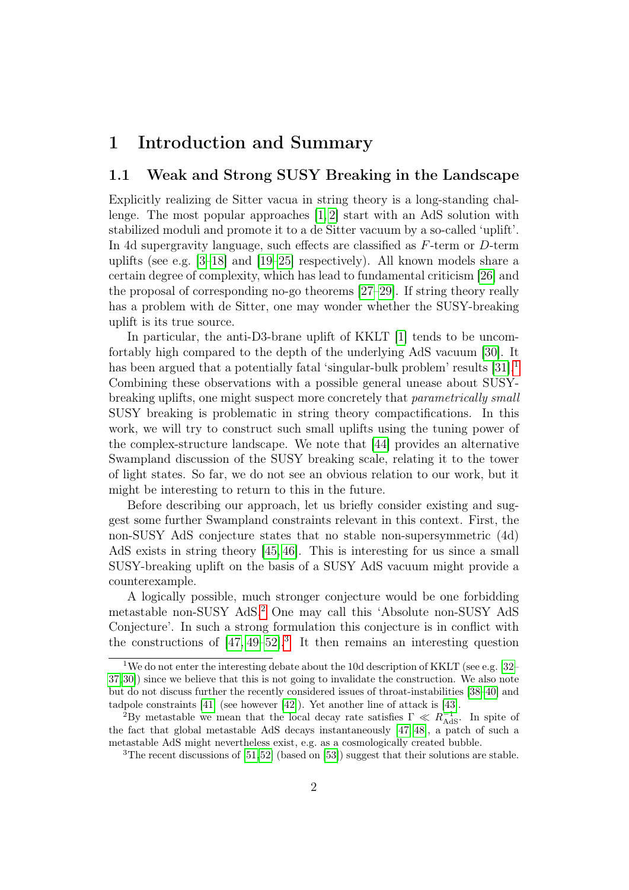# 1 Introduction and Summary

## 1.1 Weak and Strong SUSY Breaking in the Landscape

Explicitly realizing de Sitter vacua in string theory is a long-standing challenge. The most popular approaches [1, 2] start with an AdS solution with stabilized moduli and promote it to a de Sitter vacuum by a so-called 'uplift'. In 4d supergravity language, such effects are classified as $F$-term or $D$-term uplifts (see e.g. [3–18] and [19–25] respectively). All known models share a certain degree of complexity, which has lead to fundamental criticism [26] and the proposal of corresponding no-go theorems [27–29]. If string theory really has a problem with de Sitter, one may wonder whether the SUSY-breaking uplift is its true source.

In particular, the anti-D3-brane uplift of KKLT [1] tends to be uncomfortably high compared to the depth of the underlying AdS vacuum [30]. It has been argued that a potentially fatal 'singular-bulk problem' results [31].[1] Combining these observations with a possible general unease about SUSY-breaking uplifts, one might suspect more concretely that *parametrically small* SUSY breaking is problematic in string theory compactifications. In this work, we will try to construct such small uplifts using the tuning power of the complex-structure landscape. We note that [44] provides an alternative Swampland discussion of the SUSY breaking scale, relating it to the tower of light states. So far, we do not see an obvious relation to our work, but it might be interesting to return to this in the future.

Before describing our approach, let us briefly consider existing and suggest some further Swampland constraints relevant in this context. First, the non-SUSY AdS conjecture states that no stable non-supersymmetric (4d) AdS exists in string theory [45, 46]. This is interesting for us since a small SUSY-breaking uplift on the basis of a SUSY AdS vacuum might provide a counterexample.

A logically possible, much stronger conjecture would be one forbidding metastable non-SUSY AdS.[2] One may call this 'Absolute non-SUSY AdS Conjecture'. In such a strong formulation this conjecture is in conflict with the constructions of [47, 49–52].[3] It then remains an interesting question

[1] We do not enter the interesting debate about the 10d description of KKLT (see e.g. [32–37, 30]) since we believe that this is not going to invalidate the construction. We also note but do not discuss further the recently considered issues of throat-instabilities [38–40] and tadpole constraints [41] (see however [42]). Yet another line of attack is [43].

[2] By metastable we mean that the local decay rate satisfies $\Gamma \ll R_{\rm AdS}^{-1}$. In spite of the fact that global metastable AdS decays instantaneously [47, 48], a patch of such a metastable AdS might nevertheless exist, e.g. as a cosmologically created bubble.

[3] The recent discussions of [51, 52] (based on [53]) suggest that their solutions are stable.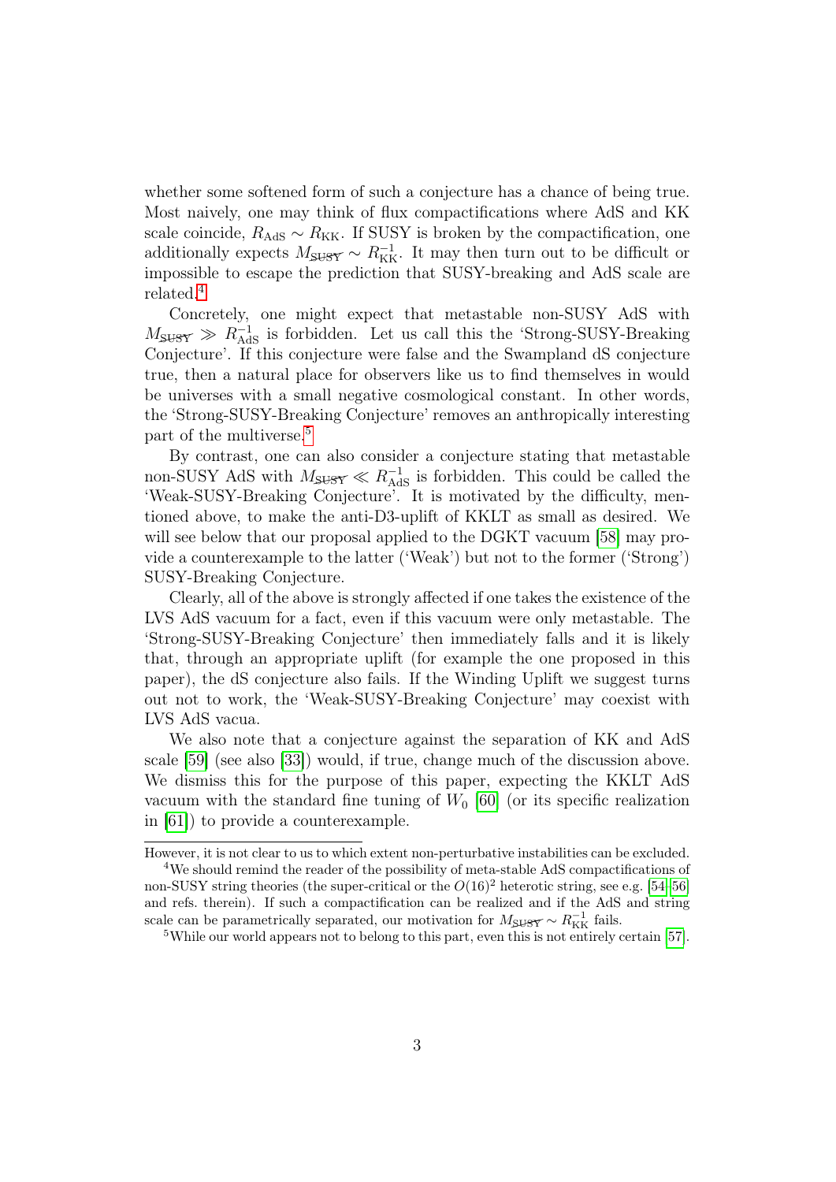whether some softened form of such a conjecture has a chance of being true. Most naively, one may think of flux compactifications where AdS and KK scale coincide, $R_{\rm AdS} \sim R_{\rm KK}$. If SUSY is broken by the compactification, one additionally expects $M_{\not{\rm SUSY}} \sim R_{\rm KK}^{-1}$. It may then turn out to be difficult or impossible to escape the prediction that SUSY-breaking and AdS scale are related.[4]

Concretely, one might expect that metastable non-SUSY AdS with $M_{\not{\rm SUSY}} \gg R_{\rm AdS}^{-1}$ is forbidden. Let us call this the 'Strong-SUSY-Breaking Conjecture'. If this conjecture were false and the Swampland dS conjecture true, then a natural place for observers like us to find themselves in would be universes with a small negative cosmological constant. In other words, the 'Strong-SUSY-Breaking Conjecture' removes an anthropically interesting part of the multiverse.[5]

By contrast, one can also consider a conjecture stating that metastable non-SUSY AdS with $M_{\not{\rm SUSY}} \ll R_{\rm AdS}^{-1}$ is forbidden. This could be called the 'Weak-SUSY-Breaking Conjecture'. It is motivated by the difficulty, mentioned above, to make the anti-D3-uplift of KKLT as small as desired. We will see below that our proposal applied to the DGKT vacuum [58] may provide a counterexample to the latter ('Weak') but not to the former ('Strong') SUSY-Breaking Conjecture.

Clearly, all of the above is strongly affected if one takes the existence of the LVS AdS vacuum for a fact, even if this vacuum were only metastable. The 'Strong-SUSY-Breaking Conjecture' then immediately falls and it is likely that, through an appropriate uplift (for example the one proposed in this paper), the dS conjecture also fails. If the Winding Uplift we suggest turns out not to work, the 'Weak-SUSY-Breaking Conjecture' may coexist with LVS AdS vacua.

We also note that a conjecture against the separation of KK and AdS scale [59] (see also [33]) would, if true, change much of the discussion above. We dismiss this for the purpose of this paper, expecting the KKLT AdS vacuum with the standard fine tuning of $W_0$ [60] (or its specific realization in [61]) to provide a counterexample.

---

However, it is not clear to us to which extent non-perturbative instabilities can be excluded.

[4] We should remind the reader of the possibility of meta-stable AdS compactifications of non-SUSY string theories (the super-critical or the $O(16)^2$ heterotic string, see e.g. [54–56] and refs. therein). If such a compactification can be realized and if the AdS and string scale can be parametrically separated, our motivation for $M_{\not{\rm SUSY}} \sim R_{\rm KK}^{-1}$ fails.

[5] While our world appears not to belong to this part, even this is not entirely certain [57].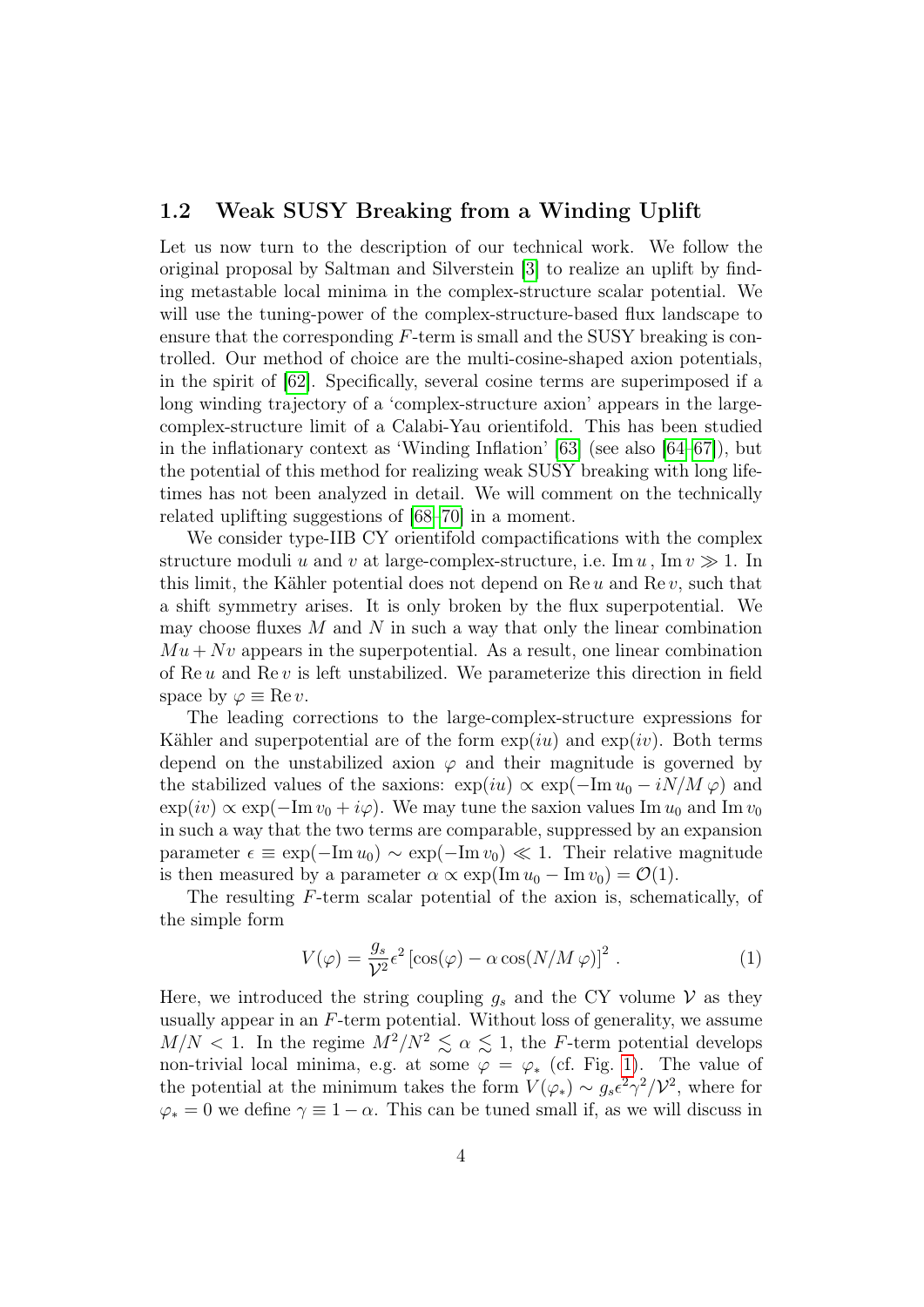### 1.2 Weak SUSY Breaking from a Winding Uplift

Let us now turn to the description of our technical work. We follow the original proposal by Saltman and Silverstein [3] to realize an uplift by finding metastable local minima in the complex-structure scalar potential. We will use the tuning-power of the complex-structure-based flux landscape to ensure that the corresponding $F$-term is small and the SUSY breaking is controlled. Our method of choice are the multi-cosine-shaped axion potentials, in the spirit of [62]. Specifically, several cosine terms are superimposed if a long winding trajectory of a 'complex-structure axion' appears in the large-complex-structure limit of a Calabi-Yau orientifold. This has been studied in the inflationary context as 'Winding Inflation' [63] (see also [64–67]), but the potential of this method for realizing weak SUSY breaking with long lifetimes has not been analyzed in detail. We will comment on the technically related uplifting suggestions of [68–70] in a moment.

We consider type-IIB CY orientifold compactifications with the complex structure moduli $u$ and $v$ at large-complex-structure, i.e. $\mathrm{Im}\, u\,,\, \mathrm{Im}\, v \gg 1$. In this limit, the Kähler potential does not depend on $\mathrm{Re}\, u$ and $\mathrm{Re}\, v$, such that a shift symmetry arises. It is only broken by the flux superpotential. We may choose fluxes $M$ and $N$ in such a way that only the linear combination $Mu + Nv$ appears in the superpotential. As a result, one linear combination of $\mathrm{Re}\, u$ and $\mathrm{Re}\, v$ is left unstabilized. We parameterize this direction in field space by $\varphi \equiv \mathrm{Re}\, v$.

The leading corrections to the large-complex-structure expressions for Kähler and superpotential are of the form $\exp(iu)$ and $\exp(iv)$. Both terms depend on the unstabilized axion $\varphi$ and their magnitude is governed by the stabilized values of the saxions: $\exp(iu) \propto \exp(-\mathrm{Im}\, u_0 - iN/M\, \varphi)$ and $\exp(iv) \propto \exp(-\mathrm{Im}\, v_0 + i\varphi)$. We may tune the saxion values $\mathrm{Im}\, u_0$ and $\mathrm{Im}\, v_0$ in such a way that the two terms are comparable, suppressed by an expansion parameter $\epsilon \equiv \exp(-\mathrm{Im}\, u_0) \sim \exp(-\mathrm{Im}\, v_0) \ll 1$. Their relative magnitude is then measured by a parameter $\alpha \propto \exp(\mathrm{Im}\, u_0 - \mathrm{Im}\, v_0) = \mathcal{O}(1)$.

The resulting $F$-term scalar potential of the axion is, schematically, of the simple form

$$V(\varphi) = \frac{g_s}{\mathcal{V}^2}\epsilon^2 \left[\cos(\varphi) - \alpha \cos(N/M\, \varphi)\right]^2 . \tag{1}$$

Here, we introduced the string coupling $g_s$ and the CY volume $\mathcal{V}$ as they usually appear in an $F$-term potential. Without loss of generality, we assume $M/N < 1$. In the regime $M^2/N^2 \lesssim \alpha \lesssim 1$, the $F$-term potential develops non-trivial local minima, e.g. at some $\varphi = \varphi_*$ (cf. Fig. 1). The value of the potential at the minimum takes the form $V(\varphi_*) \sim g_s \epsilon^2 \gamma^2/\mathcal{V}^2$, where for $\varphi_* = 0$ we define $\gamma \equiv 1 - \alpha$. This can be tuned small if, as we will discuss in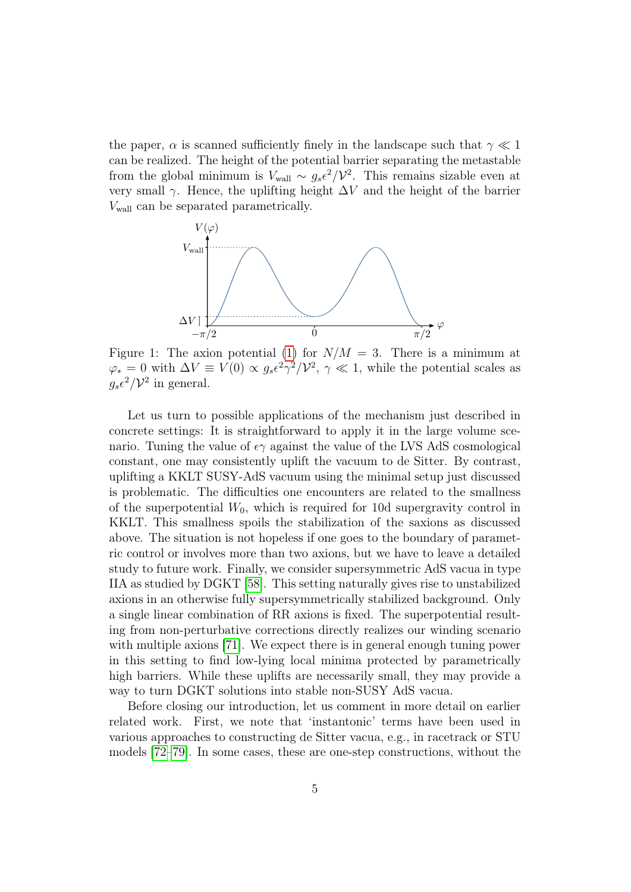the paper, $\alpha$ is scanned sufficiently finely in the landscape such that $\gamma \ll 1$ can be realized. The height of the potential barrier separating the metastable from the global minimum is $V_{\text{wall}} \sim g_s\epsilon^2/\mathcal{V}^2$. This remains sizable even at very small $\gamma$. Hence, the uplifting height $\Delta V$ and the height of the barrier $V_{\text{wall}}$ can be separated parametrically.

Figure 1: The axion potential (1) for $N/M = 3$. There is a minimum at $\varphi_* = 0$ with $\Delta V \equiv V(0) \propto g_s\epsilon^2\gamma^2/\mathcal{V}^2$, $\gamma \ll 1$, while the potential scales as $g_s\epsilon^2/\mathcal{V}^2$ in general.

Let us turn to possible applications of the mechanism just described in concrete settings: It is straightforward to apply it in the large volume scenario. Tuning the value of $\epsilon\gamma$ against the value of the LVS AdS cosmological constant, one may consistently uplift the vacuum to de Sitter. By contrast, uplifting a KKLT SUSY-AdS vacuum using the minimal setup just discussed is problematic. The difficulties one encounters are related to the smallness of the superpotential $W_0$, which is required for 10d supergravity control in KKLT. This smallness spoils the stabilization of the saxions as discussed above. The situation is not hopeless if one goes to the boundary of parametric control or involves more than two axions, but we have to leave a detailed study to future work. Finally, we consider supersymmetric AdS vacua in type IIA as studied by DGKT [58]. This setting naturally gives rise to unstabilized axions in an otherwise fully supersymmetrically stabilized background. Only a single linear combination of RR axions is fixed. The superpotential resulting from non-perturbative corrections directly realizes our winding scenario with multiple axions [71]. We expect there is in general enough tuning power in this setting to find low-lying local minima protected by parametrically high barriers. While these uplifts are necessarily small, they may provide a way to turn DGKT solutions into stable non-SUSY AdS vacua.

Before closing our introduction, let us comment in more detail on earlier related work. First, we note that 'instantonic' terms have been used in various approaches to constructing de Sitter vacua, e.g., in racetrack or STU models [72–79]. In some cases, these are one-step constructions, without the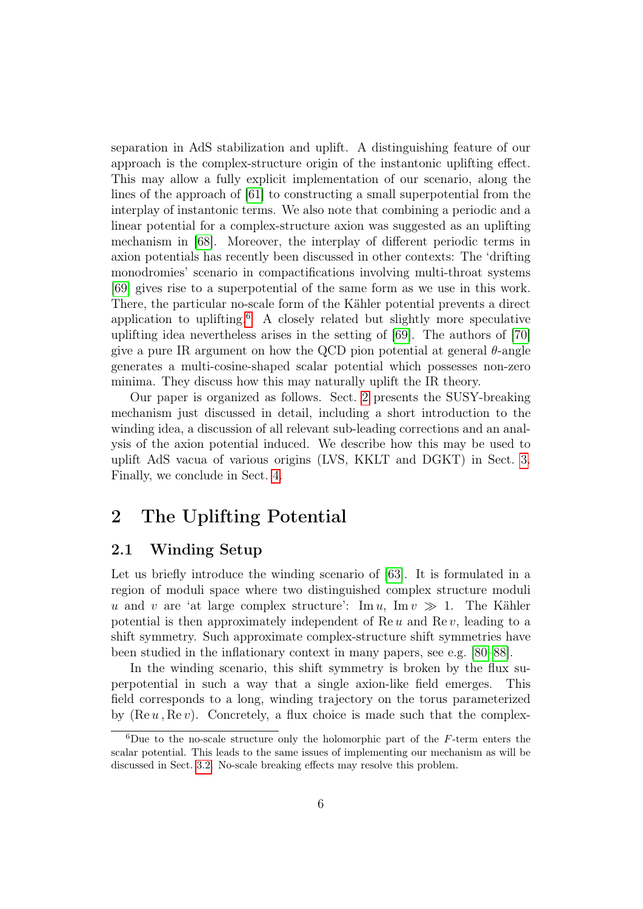separation in AdS stabilization and uplift. A distinguishing feature of our approach is the complex-structure origin of the instantonic uplifting effect. This may allow a fully explicit implementation of our scenario, along the lines of the approach of [61] to constructing a small superpotential from the interplay of instantonic terms. We also note that combining a periodic and a linear potential for a complex-structure axion was suggested as an uplifting mechanism in [68]. Moreover, the interplay of different periodic terms in axion potentials has recently been discussed in other contexts: The 'drifting monodromies' scenario in compactifications involving multi-throat systems [69] gives rise to a superpotential of the same form as we use in this work. There, the particular no-scale form of the Kähler potential prevents a direct application to uplifting.[6] A closely related but slightly more speculative uplifting idea nevertheless arises in the setting of [69]. The authors of [70] give a pure IR argument on how the QCD pion potential at general $\theta$-angle generates a multi-cosine-shaped scalar potential which possesses non-zero minima. They discuss how this may naturally uplift the IR theory.

Our paper is organized as follows. Sect. 2 presents the SUSY-breaking mechanism just discussed in detail, including a short introduction to the winding idea, a discussion of all relevant sub-leading corrections and an analysis of the axion potential induced. We describe how this may be used to uplift AdS vacua of various origins (LVS, KKLT and DGKT) in Sect. 3. Finally, we conclude in Sect. 4.

# 2 The Uplifting Potential

## 2.1 Winding Setup

Let us briefly introduce the winding scenario of [63]. It is formulated in a region of moduli space where two distinguished complex structure moduli $u$ and $v$ are 'at large complex structure': $\text{Im}\, u,\ \text{Im}\, v \gg 1$. The Kähler potential is then approximately independent of $\text{Re}\, u$ and $\text{Re}\, v$, leading to a shift symmetry. Such approximate complex-structure shift symmetries have been studied in the inflationary context in many papers, see e.g. [80–88].

In the winding scenario, this shift symmetry is broken by the flux superpotential in such a way that a single axion-like field emerges. This field corresponds to a long, winding trajectory on the torus parameterized by $(\text{Re}\, u\, , \text{Re}\, v)$. Concretely, a flux choice is made such that the complex-

[6] Due to the no-scale structure only the holomorphic part of the $F$-term enters the scalar potential. This leads to the same issues of implementing our mechanism as will be discussed in Sect. 3.2. No-scale breaking effects may resolve this problem.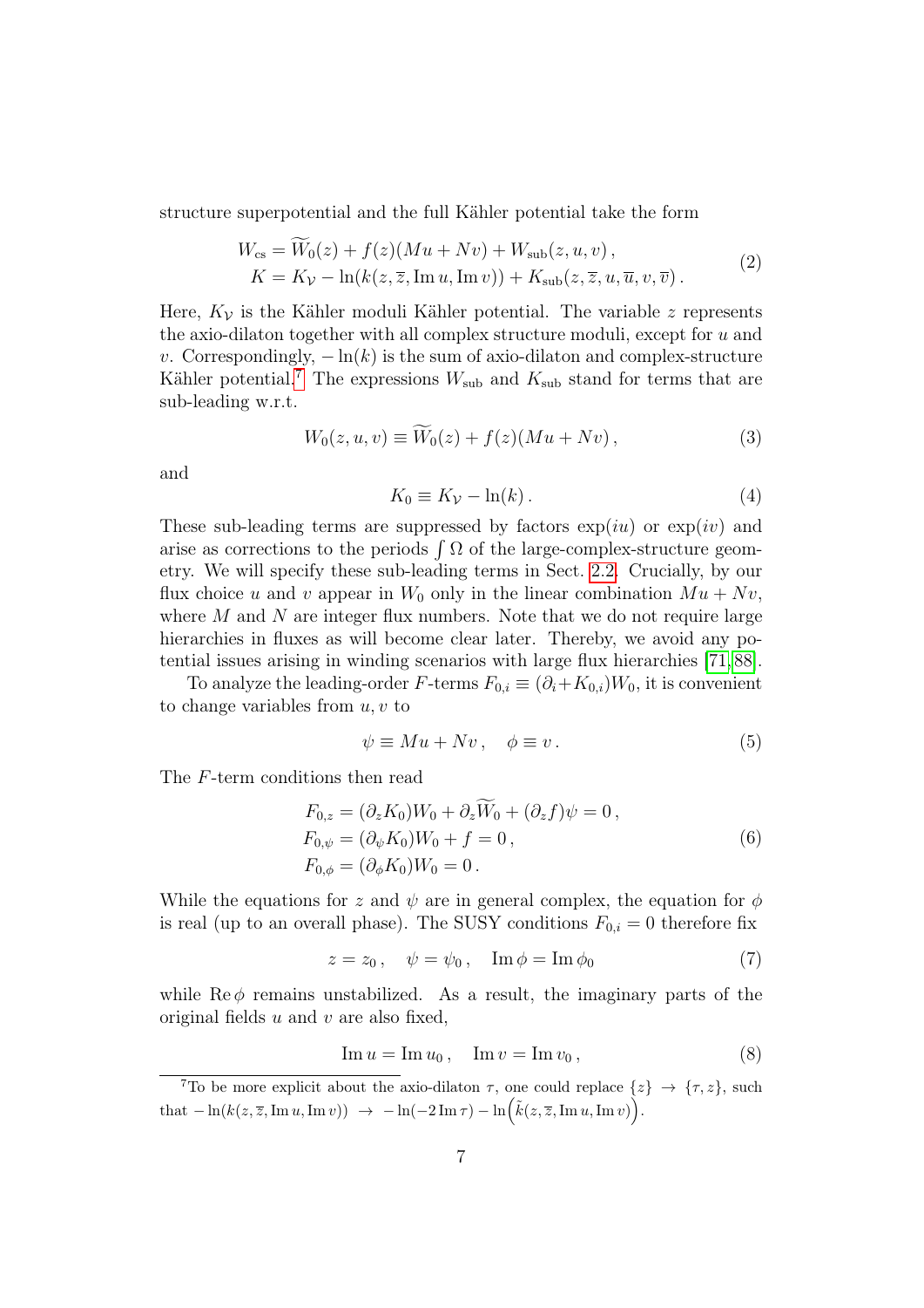structure superpotential and the full Kähler potential take the form

$$
\begin{aligned}
W_{\text{cs}} &= \widetilde{W}_0(z) + f(z)(Mu + Nv) + W_{\text{sub}}(z, u, v)\,, \\
K &= K_{\mathcal{V}} - \ln(k(z, \overline{z}, \operatorname{Im} u, \operatorname{Im} v)) + K_{\text{sub}}(z, \overline{z}, u, \overline{u}, v, \overline{v})\,.
\end{aligned}
\tag{2}
$$

Here, $K_{\mathcal{V}}$ is the Kähler moduli Kähler potential. The variable $z$ represents the axio-dilaton together with all complex structure moduli, except for $u$ and $v$. Correspondingly, $-\ln(k)$ is the sum of axio-dilaton and complex-structure Kähler potential.[7] The expressions $W_{\text{sub}}$ and $K_{\text{sub}}$ stand for terms that are sub-leading w.r.t.

$$
W_0(z, u, v) \equiv \widetilde{W}_0(z) + f(z)(Mu + Nv)\,,
\tag{3}
$$

and

$$
K_0 \equiv K_{\mathcal{V}} - \ln(k)\,.
\tag{4}
$$

These sub-leading terms are suppressed by factors $\exp(iu)$ or $\exp(iv)$ and arise as corrections to the periods $\int \Omega$ of the large-complex-structure geometry. We will specify these sub-leading terms in Sect. 2.2. Crucially, by our flux choice $u$ and $v$ appear in $W_0$ only in the linear combination $Mu + Nv$, where $M$ and $N$ are integer flux numbers. Note that we do not require large hierarchies in fluxes as will become clear later. Thereby, we avoid any potential issues arising in winding scenarios with large flux hierarchies [71, 88].

To analyze the leading-order $F$-terms $F_{0,i} \equiv (\partial_i + K_{0,i})W_0$, it is convenient to change variables from $u, v$ to

$$
\psi \equiv Mu + Nv\,, \quad \phi \equiv v\,.
\tag{5}
$$

The $F$-term conditions then read

$$
\begin{aligned}
F_{0,z} &= (\partial_z K_0)W_0 + \partial_z \widetilde{W}_0 + (\partial_z f)\psi = 0\,, \\
F_{0,\psi} &= (\partial_\psi K_0)W_0 + f = 0\,, \\
F_{0,\phi} &= (\partial_\phi K_0)W_0 = 0\,.
\end{aligned}
\tag{6}
$$

While the equations for $z$ and $\psi$ are in general complex, the equation for $\phi$ is real (up to an overall phase). The SUSY conditions $F_{0,i} = 0$ therefore fix

$$
z = z_0\,, \quad \psi = \psi_0\,, \quad \operatorname{Im} \phi = \operatorname{Im} \phi_0
\tag{7}
$$

while $\operatorname{Re} \phi$ remains unstabilized. As a result, the imaginary parts of the original fields $u$ and $v$ are also fixed,

$$
\operatorname{Im} u = \operatorname{Im} u_0\,, \quad \operatorname{Im} v = \operatorname{Im} v_0\,,
\tag{8}
$$

[7] To be more explicit about the axio-dilaton $\tau$, one could replace $\{z\} \to \{\tau, z\}$, such that $-\ln(k(z, \overline{z}, \operatorname{Im} u, \operatorname{Im} v)) \to -\ln(-2\operatorname{Im} \tau) - \ln\left(\tilde{k}(z, \overline{z}, \operatorname{Im} u, \operatorname{Im} v)\right)$.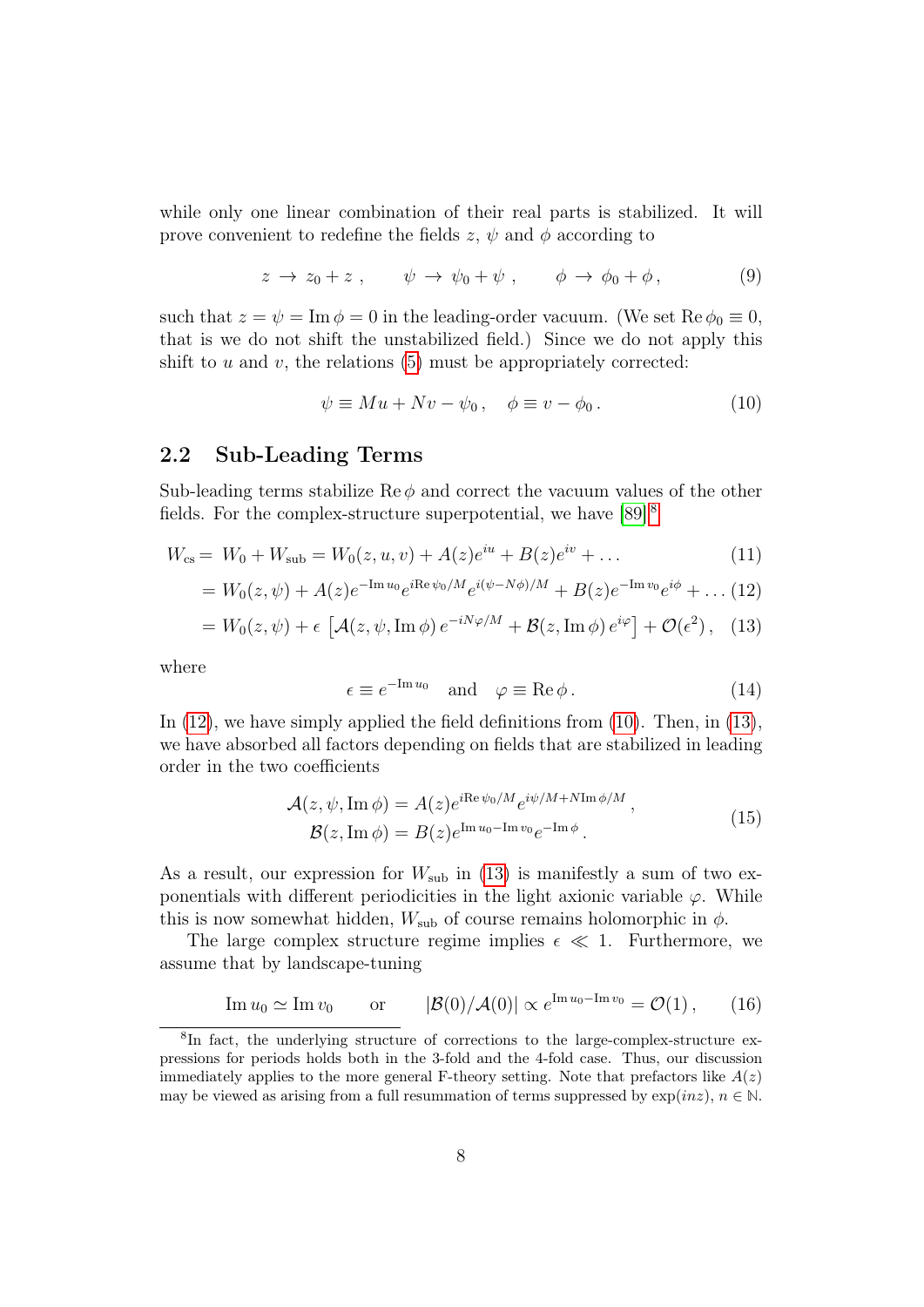while only one linear combination of their real parts is stabilized. It will prove convenient to redefine the fields $z$, $\psi$ and $\phi$ according to

$$z \to z_0 + z \,, \qquad \psi \to \psi_0 + \psi \,, \qquad \phi \to \phi_0 + \phi \,, \tag{9}$$

such that $z = \psi = \operatorname{Im}\phi = 0$ in the leading-order vacuum. (We set $\operatorname{Re}\phi_0 \equiv 0$, that is we do not shift the unstabilized field.) Since we do not apply this shift to $u$ and $v$, the relations (5) must be appropriately corrected:

$$\psi \equiv Mu + Nv - \psi_0 \,, \quad \phi \equiv v - \phi_0 \,. \tag{10}$$

## 2.2 Sub-Leading Terms

Sub-leading terms stabilize $\operatorname{Re}\phi$ and correct the vacuum values of the other fields. For the complex-structure superpotential, we have [89][8]

$$W_{\rm cs} = W_0 + W_{\rm sub} = W_0(z,u,v) + A(z)e^{iu} + B(z)e^{iv} + \ldots \tag{11}$$

$$= W_0(z,\psi) + A(z)e^{-\operatorname{Im}u_0}e^{i\operatorname{Re}\psi_0/M}e^{i(\psi - N\phi)/M} + B(z)e^{-\operatorname{Im}v_0}e^{i\phi} + \ldots \tag{12}$$

$$= W_0(z,\psi) + \epsilon\,\left[\mathcal{A}(z,\psi,\operatorname{Im}\phi)\,e^{-iN\varphi/M} + \mathcal{B}(z,\operatorname{Im}\phi)\,e^{i\varphi}\right] + \mathcal{O}(\epsilon^2)\,, \tag{13}$$

where

$$\epsilon \equiv e^{-\operatorname{Im}u_0} \quad \text{and} \quad \varphi \equiv \operatorname{Re}\phi \,. \tag{14}$$

In (12), we have simply applied the field definitions from (10). Then, in (13), we have absorbed all factors depending on fields that are stabilized in leading order in the two coefficients

$$\begin{aligned} \mathcal{A}(z,\psi,\operatorname{Im}\phi) &= A(z)e^{i\operatorname{Re}\psi_0/M}e^{i\psi/M + N\operatorname{Im}\phi/M}\,, \\ \mathcal{B}(z,\operatorname{Im}\phi) &= B(z)e^{\operatorname{Im}u_0 - \operatorname{Im}v_0}e^{-\operatorname{Im}\phi}\,. \end{aligned} \tag{15}$$

As a result, our expression for $W_{\rm sub}$ in (13) is manifestly a sum of two exponentials with different periodicities in the light axionic variable $\varphi$. While this is now somewhat hidden, $W_{\rm sub}$ of course remains holomorphic in $\phi$.

The large complex structure regime implies $\epsilon \ll 1$. Furthermore, we assume that by landscape-tuning

$$\operatorname{Im}u_0 \simeq \operatorname{Im}v_0 \qquad \text{or} \qquad |\mathcal{B}(0)/\mathcal{A}(0)| \propto e^{\operatorname{Im}u_0 - \operatorname{Im}v_0} = \mathcal{O}(1)\,, \tag{16}$$

[8] In fact, the underlying structure of corrections to the large-complex-structure expressions for periods holds both in the 3-fold and the 4-fold case. Thus, our discussion immediately applies to the more general F-theory setting. Note that prefactors like $A(z)$ may be viewed as arising from a full resummation of terms suppressed by $\exp(inz)$, $n \in \mathbb{N}$.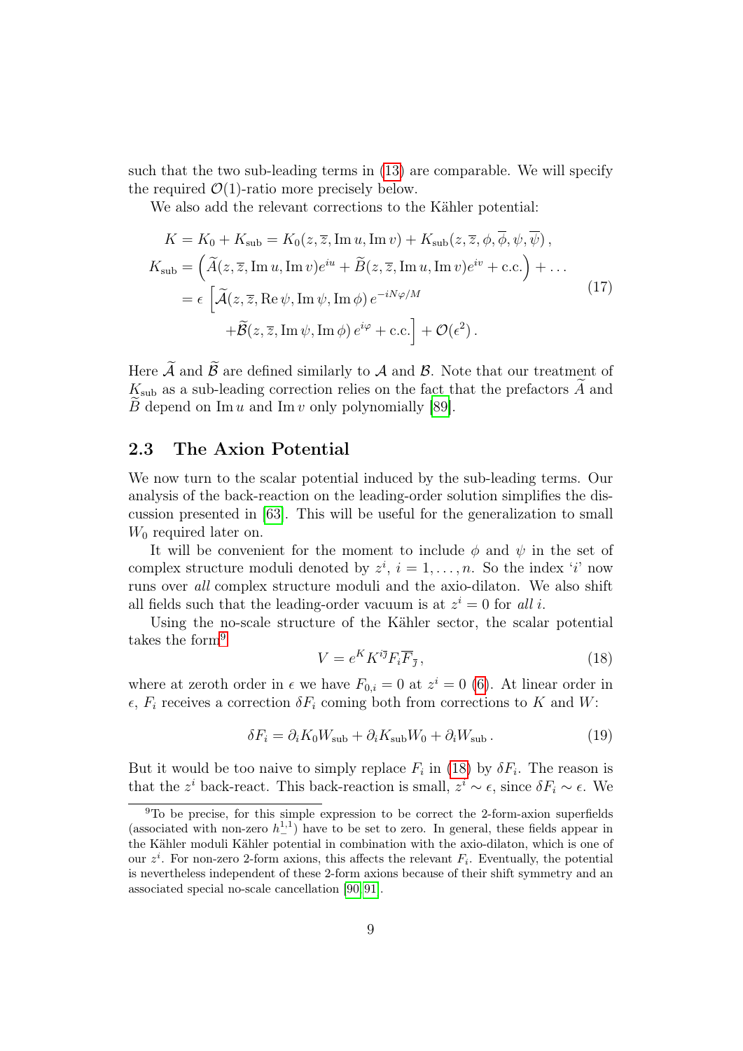such that the two sub-leading terms in (13) are comparable. We will specify the required $\mathcal{O}(1)$-ratio more precisely below.

We also add the relevant corrections to the Kähler potential:

$$
\begin{aligned}
K = K_0 + K_{\rm sub} &= K_0(z, \overline{z}, \operatorname{Im} u, \operatorname{Im} v) + K_{\rm sub}(z, \overline{z}, \phi, \overline{\phi}, \psi, \overline{\psi})\,, \\
K_{\rm sub} &= \left(\widetilde{A}(z, \overline{z}, \operatorname{Im} u, \operatorname{Im} v) e^{iu} + \widetilde{B}(z, \overline{z}, \operatorname{Im} u, \operatorname{Im} v) e^{iv} + \text{c.c.}\right) + \ldots \\
&= \epsilon \left[\widetilde{\mathcal{A}}(z, \overline{z}, \operatorname{Re} \psi, \operatorname{Im} \psi, \operatorname{Im} \phi)\, e^{-iN\varphi/M} \right. \\
&\qquad \left. + \widetilde{\mathcal{B}}(z, \overline{z}, \operatorname{Im} \psi, \operatorname{Im} \phi)\, e^{i\varphi} + \text{c.c.}\right] + \mathcal{O}(\epsilon^2)\,.
\end{aligned}
\tag{17}
$$

Here $\widetilde{\mathcal{A}}$ and $\widetilde{\mathcal{B}}$ are defined similarly to $\mathcal{A}$ and $\mathcal{B}$. Note that our treatment of $K_{\rm sub}$ as a sub-leading correction relies on the fact that the prefactors $\widetilde{A}$ and $\widetilde{B}$ depend on $\operatorname{Im} u$ and $\operatorname{Im} v$ only polynomially [89].

## 2.3 The Axion Potential

We now turn to the scalar potential induced by the sub-leading terms. Our analysis of the back-reaction on the leading-order solution simplifies the discussion presented in [63]. This will be useful for the generalization to small $W_0$ required later on.

It will be convenient for the moment to include $\phi$ and $\psi$ in the set of complex structure moduli denoted by $z^i$, $i = 1, \ldots, n$. So the index '$i$' now runs over *all* complex structure moduli and the axio-dilaton. We also shift all fields such that the leading-order vacuum is at $z^i = 0$ for *all* $i$.

Using the no-scale structure of the Kähler sector, the scalar potential takes the form[9]

$$
V = e^K K^{i\overline{\jmath}} F_i \overline{F}_{\overline{\jmath}}\,,
\tag{18}
$$

where at zeroth order in $\epsilon$ we have $F_{0,i} = 0$ at $z^i = 0$ (6). At linear order in $\epsilon$, $F_i$ receives a correction $\delta F_i$ coming both from corrections to $K$ and $W$:

$$
\delta F_i = \partial_i K_0 W_{\rm sub} + \partial_i K_{\rm sub} W_0 + \partial_i W_{\rm sub}\,.
\tag{19}
$$

But it would be too naive to simply replace $F_i$ in (18) by $\delta F_i$. The reason is that the $z^i$ back-react. This back-reaction is small, $z^i \sim \epsilon$, since $\delta F_i \sim \epsilon$. We

[9] To be precise, for this simple expression to be correct the 2-form-axion superfields (associated with non-zero $h^{1,1}_-$) have to be set to zero. In general, these fields appear in the Kähler moduli Kähler potential in combination with the axio-dilaton, which is one of our $z^i$. For non-zero 2-form axions, this affects the relevant $F_i$. Eventually, the potential is nevertheless independent of these 2-form axions because of their shift symmetry and an associated special no-scale cancellation [90, 91].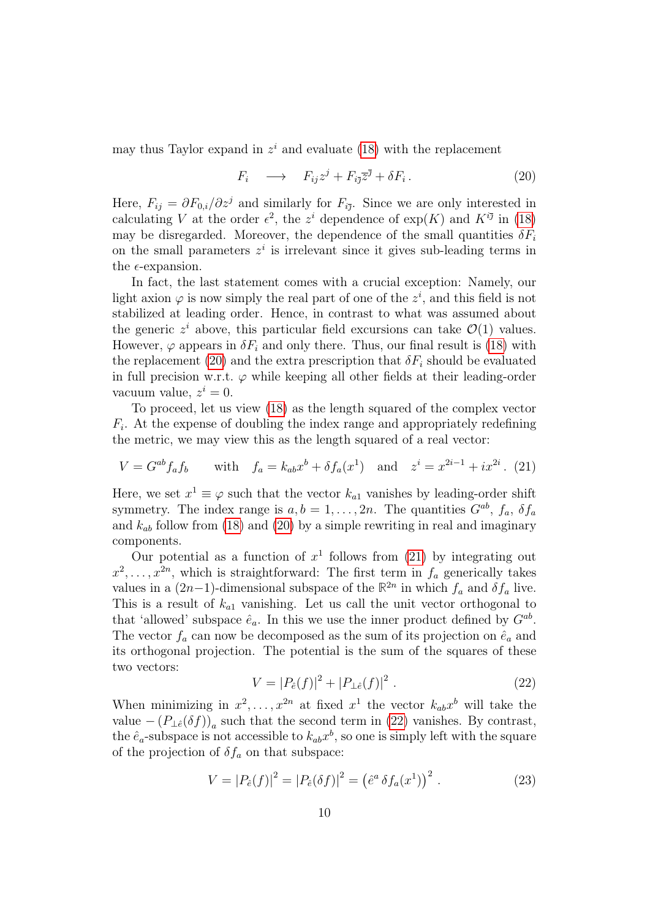may thus Taylor expand in $z^i$ and evaluate (18) with the replacement

$$F_i \quad \longrightarrow \quad F_{ij} z^j + F_{i\bar{j}} \bar{z}^{\bar{j}} + \delta F_i \,. \tag{20}$$

Here, $F_{ij} = \partial F_{0,i}/\partial z^j$ and similarly for $F_{i\bar{j}}$. Since we are only interested in calculating $V$ at the order $\epsilon^2$, the $z^i$ dependence of $\exp(K)$ and $K^{i\bar{j}}$ in (18) may be disregarded. Moreover, the dependence of the small quantities $\delta F_i$ on the small parameters $z^i$ is irrelevant since it gives sub-leading terms in the $\epsilon$-expansion.

In fact, the last statement comes with a crucial exception: Namely, our light axion $\varphi$ is now simply the real part of one of the $z^i$, and this field is not stabilized at leading order. Hence, in contrast to what was assumed about the generic $z^i$ above, this particular field excursions can take $\mathcal{O}(1)$ values. However, $\varphi$ appears in $\delta F_i$ and only there. Thus, our final result is (18) with the replacement (20) and the extra prescription that $\delta F_i$ should be evaluated in full precision w.r.t. $\varphi$ while keeping all other fields at their leading-order vacuum value, $z^i = 0$.

To proceed, let us view (18) as the length squared of the complex vector $F_i$. At the expense of doubling the index range and appropriately redefining the metric, we may view this as the length squared of a real vector:

$$V = G^{ab} f_a f_b \qquad \text{with} \quad f_a = k_{ab} x^b + \delta f_a(x^1) \quad \text{and} \quad z^i = x^{2i-1} + i x^{2i} \,. \tag{21}$$

Here, we set $x^1 \equiv \varphi$ such that the vector $k_{a1}$ vanishes by leading-order shift symmetry. The index range is $a, b = 1, \ldots, 2n$. The quantities $G^{ab}$, $f_a$, $\delta f_a$ and $k_{ab}$ follow from (18) and (20) by a simple rewriting in real and imaginary components.

Our potential as a function of $x^1$ follows from (21) by integrating out $x^2, \ldots, x^{2n}$, which is straightforward: The first term in $f_a$ generically takes values in a $(2n-1)$-dimensional subspace of the $\mathbb{R}^{2n}$ in which $f_a$ and $\delta f_a$ live. This is a result of $k_{a1}$ vanishing. Let us call the unit vector orthogonal to that 'allowed' subspace $\hat{e}_a$. In this we use the inner product defined by $G^{ab}$. The vector $f_a$ can now be decomposed as the sum of its projection on $\hat{e}_a$ and its orthogonal projection. The potential is the sum of the squares of these two vectors:

$$V = |P_{\hat{e}}(f)|^2 + |P_{\perp\hat{e}}(f)|^2 \,. \tag{22}$$

When minimizing in $x^2, \ldots, x^{2n}$ at fixed $x^1$ the vector $k_{ab}x^b$ will take the value $-\left(P_{\perp\hat{e}}(\delta f)\right)_a$ such that the second term in (22) vanishes. By contrast, the $\hat{e}_a$-subspace is not accessible to $k_{ab}x^b$, so one is simply left with the square of the projection of $\delta f_a$ on that subspace:

$$V = |P_{\hat{e}}(f)|^2 = |P_{\hat{e}}(\delta f)|^2 = \left(\hat{e}^a \, \delta f_a(x^1)\right)^2 \,. \tag{23}$$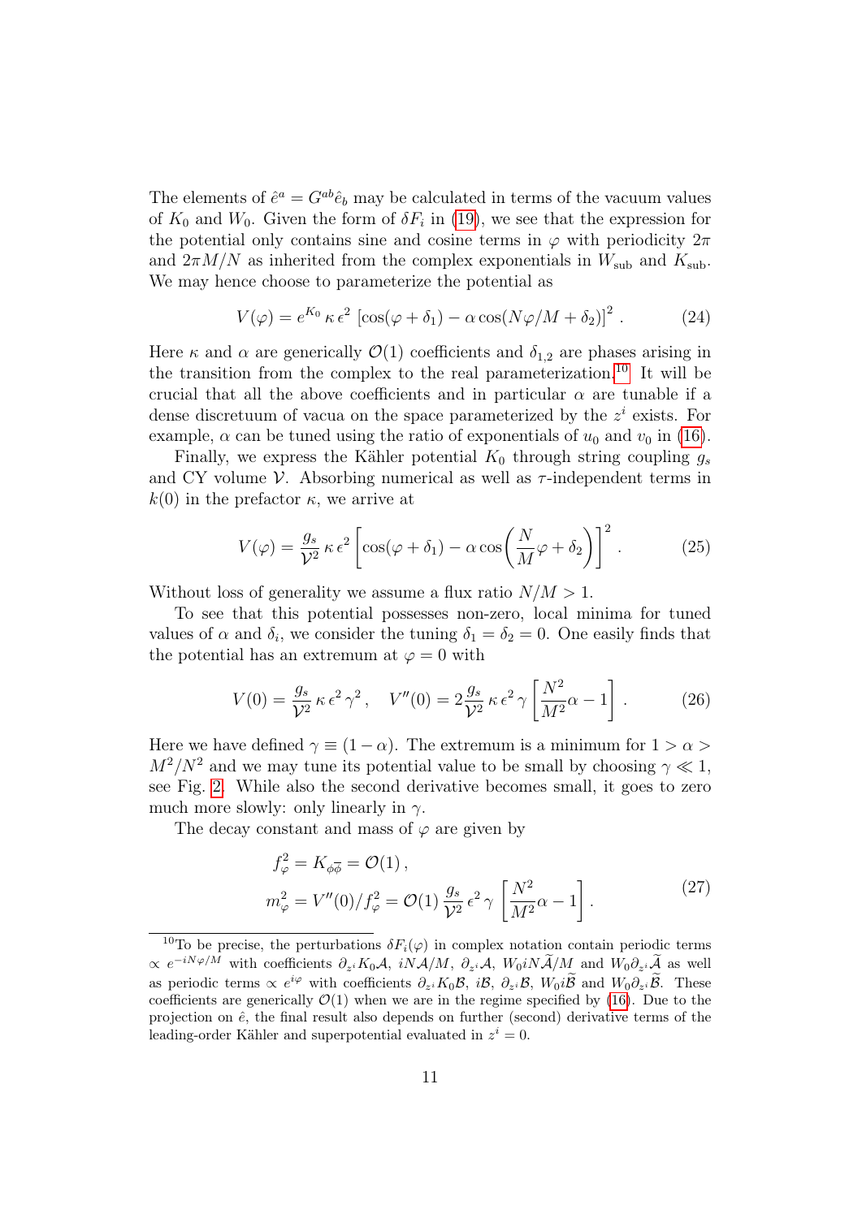The elements of $\hat{e}^a = G^{ab}\hat{e}_b$ may be calculated in terms of the vacuum values of $K_0$ and $W_0$. Given the form of $\delta F_i$ in (19), we see that the expression for the potential only contains sine and cosine terms in $\varphi$ with periodicity $2\pi$ and $2\pi M/N$ as inherited from the complex exponentials in $W_{\rm sub}$ and $K_{\rm sub}$. We may hence choose to parameterize the potential as

$$V(\varphi) = e^{K_0}\,\kappa\,\epsilon^2\,\left[\cos(\varphi+\delta_1) - \alpha\cos(N\varphi/M+\delta_2)\right]^2\,. \tag{24}$$

Here $\kappa$ and $\alpha$ are generically $\mathcal{O}(1)$ coefficients and $\delta_{1,2}$ are phases arising in the transition from the complex to the real parameterization.[10] It will be crucial that all the above coefficients and in particular $\alpha$ are tunable if a dense discretuum of vacua on the space parameterized by the $z^i$ exists. For example, $\alpha$ can be tuned using the ratio of exponentials of $u_0$ and $v_0$ in (16).

Finally, we express the Kähler potential $K_0$ through string coupling $g_s$ and CY volume $\mathcal{V}$. Absorbing numerical as well as $\tau$-independent terms in $k(0)$ in the prefactor $\kappa$, we arrive at

$$V(\varphi) = \frac{g_s}{\mathcal{V}^2}\,\kappa\,\epsilon^2\left[\cos(\varphi+\delta_1) - \alpha\cos\!\left(\frac{N}{M}\varphi+\delta_2\right)\right]^2\,. \tag{25}$$

Without loss of generality we assume a flux ratio $N/M > 1$.

To see that this potential possesses non-zero, local minima for tuned values of $\alpha$ and $\delta_i$, we consider the tuning $\delta_1 = \delta_2 = 0$. One easily finds that the potential has an extremum at $\varphi = 0$ with

$$V(0) = \frac{g_s}{\mathcal{V}^2}\,\kappa\,\epsilon^2\,\gamma^2\,,\quad V''(0) = 2\frac{g_s}{\mathcal{V}^2}\,\kappa\,\epsilon^2\,\gamma\left[\frac{N^2}{M^2}\alpha - 1\right]\,. \tag{26}$$

Here we have defined $\gamma \equiv (1-\alpha)$. The extremum is a minimum for $1 > \alpha > M^2/N^2$ and we may tune its potential value to be small by choosing $\gamma \ll 1$, see Fig. 2. While also the second derivative becomes small, it goes to zero much more slowly: only linearly in $\gamma$.

The decay constant and mass of $\varphi$ are given by

$$\begin{aligned} f_\varphi^2 &= K_{\phi\overline{\phi}} = \mathcal{O}(1)\,,\\ m_\varphi^2 &= V''(0)/f_\varphi^2 = \mathcal{O}(1)\,\frac{g_s}{\mathcal{V}^2}\,\epsilon^2\,\gamma\,\left[\frac{N^2}{M^2}\alpha - 1\right]. \end{aligned} \tag{27}$$

[10] To be precise, the perturbations $\delta F_i(\varphi)$ in complex notation contain periodic terms $\propto e^{-iN\varphi/M}$ with coefficients $\partial_{z^i}K_0\mathcal{A}$, $iN\mathcal{A}/M$, $\partial_{z^i}\mathcal{A}$, $W_0 iN\widetilde{\mathcal{A}}/M$ and $W_0\partial_{z^i}\widetilde{\mathcal{A}}$ as well as periodic terms $\propto e^{i\varphi}$ with coefficients $\partial_{z^i}K_0\mathcal{B}$, $i\mathcal{B}$, $\partial_{z^i}\mathcal{B}$, $W_0 i\widetilde{\mathcal{B}}$ and $W_0\partial_{z^i}\widetilde{\mathcal{B}}$. These coefficients are generically $\mathcal{O}(1)$ when we are in the regime specified by (16). Due to the projection on $\hat{e}$, the final result also depends on further (second) derivative terms of the leading-order Kähler and superpotential evaluated in $z^i = 0$.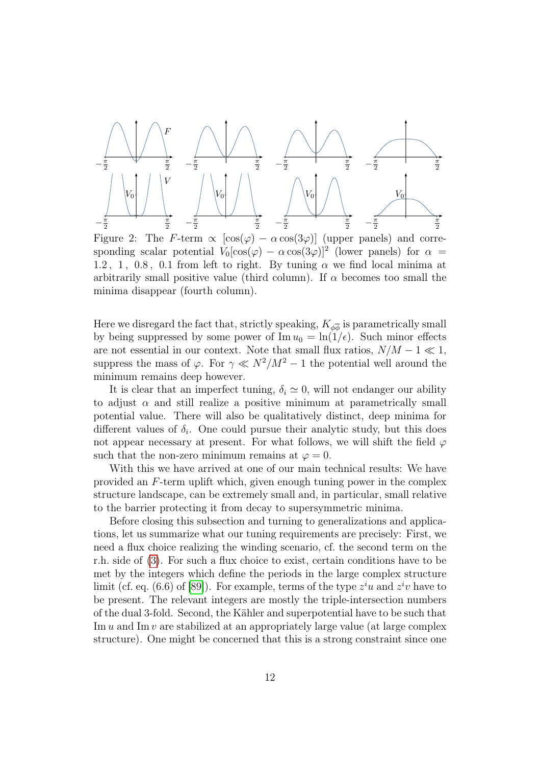Figure 2: The $F$-term $\propto$ $[\cos(\varphi) - \alpha\cos(3\varphi)]$ (upper panels) and corresponding scalar potential $V_0[\cos(\varphi) - \alpha\cos(3\varphi)]^2$ (lower panels) for $\alpha = 1.2\,,\ 1\,,\ 0.8\,,\ 0.1$ from left to right. By tuning $\alpha$ we find local minima at arbitrarily small positive value (third column). If $\alpha$ becomes too small the minima disappear (fourth column).

Here we disregard the fact that, strictly speaking, $K_{\phi\overline{\phi}}$ is parametrically small by being suppressed by some power of $\operatorname{Im} u_0 = \ln(1/\epsilon)$. Such minor effects are not essential in our context. Note that small flux ratios, $N/M - 1 \ll 1$, suppress the mass of $\varphi$. For $\gamma \ll N^2/M^2 - 1$ the potential well around the minimum remains deep however.

It is clear that an imperfect tuning, $\delta_i \simeq 0$, will not endanger our ability to adjust $\alpha$ and still realize a positive minimum at parametrically small potential value. There will also be qualitatively distinct, deep minima for different values of $\delta_i$. One could pursue their analytic study, but this does not appear necessary at present. For what follows, we will shift the field $\varphi$ such that the non-zero minimum remains at $\varphi = 0$.

With this we have arrived at one of our main technical results: We have provided an $F$-term uplift which, given enough tuning power in the complex structure landscape, can be extremely small and, in particular, small relative to the barrier protecting it from decay to supersymmetric minima.

Before closing this subsection and turning to generalizations and applications, let us summarize what our tuning requirements are precisely: First, we need a flux choice realizing the winding scenario, cf. the second term on the r.h. side of (3). For such a flux choice to exist, certain conditions have to be met by the integers which define the periods in the large complex structure limit (cf. eq. (6.6) of [89]). For example, terms of the type $z^i u$ and $z^i v$ have to be present. The relevant integers are mostly the triple-intersection numbers of the dual 3-fold. Second, the Kähler and superpotential have to be such that $\operatorname{Im} u$ and $\operatorname{Im} v$ are stabilized at an appropriately large value (at large complex structure). One might be concerned that this is a strong constraint since one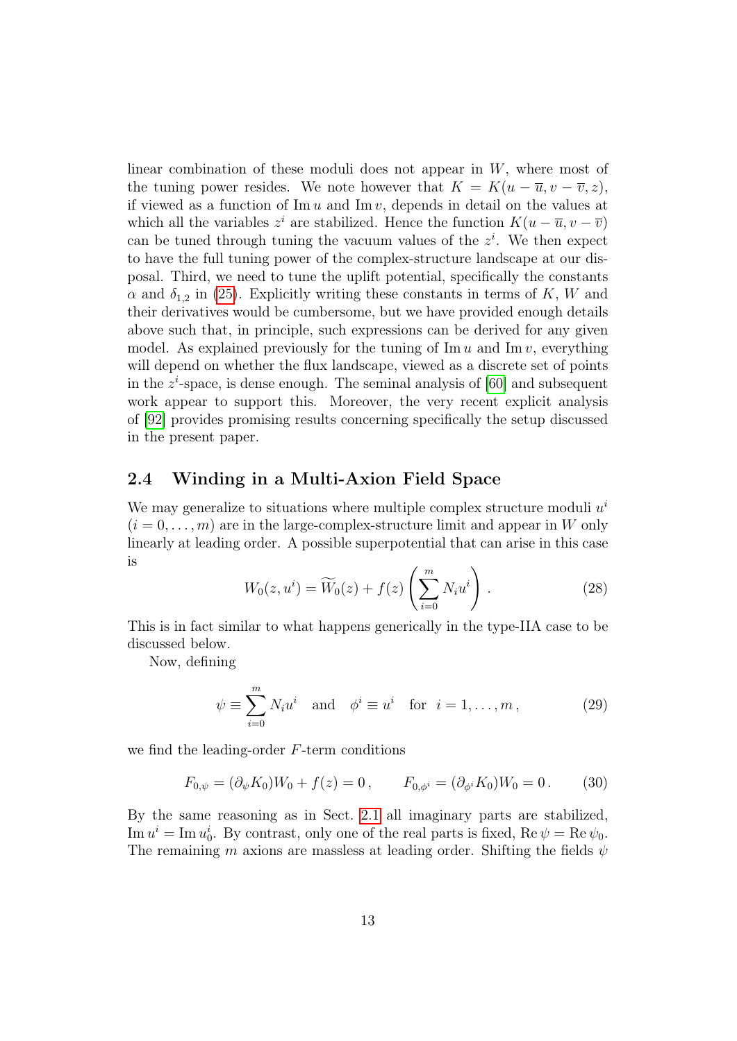linear combination of these moduli does not appear in $W$, where most of the tuning power resides. We note however that $K = K(u - \overline{u}, v - \overline{v}, z)$, if viewed as a function of $\text{Im}\, u$ and $\text{Im}\, v$, depends in detail on the values at which all the variables $z^i$ are stabilized. Hence the function $K(u - \overline{u}, v - \overline{v})$ can be tuned through tuning the vacuum values of the $z^i$. We then expect to have the full tuning power of the complex-structure landscape at our disposal. Third, we need to tune the uplift potential, specifically the constants $\alpha$ and $\delta_{1,2}$ in (25). Explicitly writing these constants in terms of $K$, $W$ and their derivatives would be cumbersome, but we have provided enough details above such that, in principle, such expressions can be derived for any given model. As explained previously for the tuning of $\text{Im}\, u$ and $\text{Im}\, v$, everything will depend on whether the flux landscape, viewed as a discrete set of points in the $z^i$-space, is dense enough. The seminal analysis of [60] and subsequent work appear to support this. Moreover, the very recent explicit analysis of [92] provides promising results concerning specifically the setup discussed in the present paper.

## 2.4 Winding in a Multi-Axion Field Space

We may generalize to situations where multiple complex structure moduli $u^i$ $(i = 0, \ldots, m)$ are in the large-complex-structure limit and appear in $W$ only linearly at leading order. A possible superpotential that can arise in this case is

$$W_0(z, u^i) = \widetilde{W}_0(z) + f(z) \left( \sum_{i=0}^{m} N_i u^i \right) . \tag{28}$$

This is in fact similar to what happens generically in the type-IIA case to be discussed below.

Now, defining

$$\psi \equiv \sum_{i=0}^{m} N_i u^i \quad \text{and} \quad \phi^i \equiv u^i \quad \text{for} \;\; i = 1, \ldots, m \,, \tag{29}$$

we find the leading-order $F$-term conditions

$$F_{0,\psi} = (\partial_\psi K_0) W_0 + f(z) = 0 \,, \qquad F_{0,\phi^i} = (\partial_{\phi^i} K_0) W_0 = 0 \,. \tag{30}$$

By the same reasoning as in Sect. 2.1 all imaginary parts are stabilized, $\text{Im}\, u^i = \text{Im}\, u_0^i$. By contrast, only one of the real parts is fixed, $\text{Re}\, \psi = \text{Re}\, \psi_0$. The remaining $m$ axions are massless at leading order. Shifting the fields $\psi$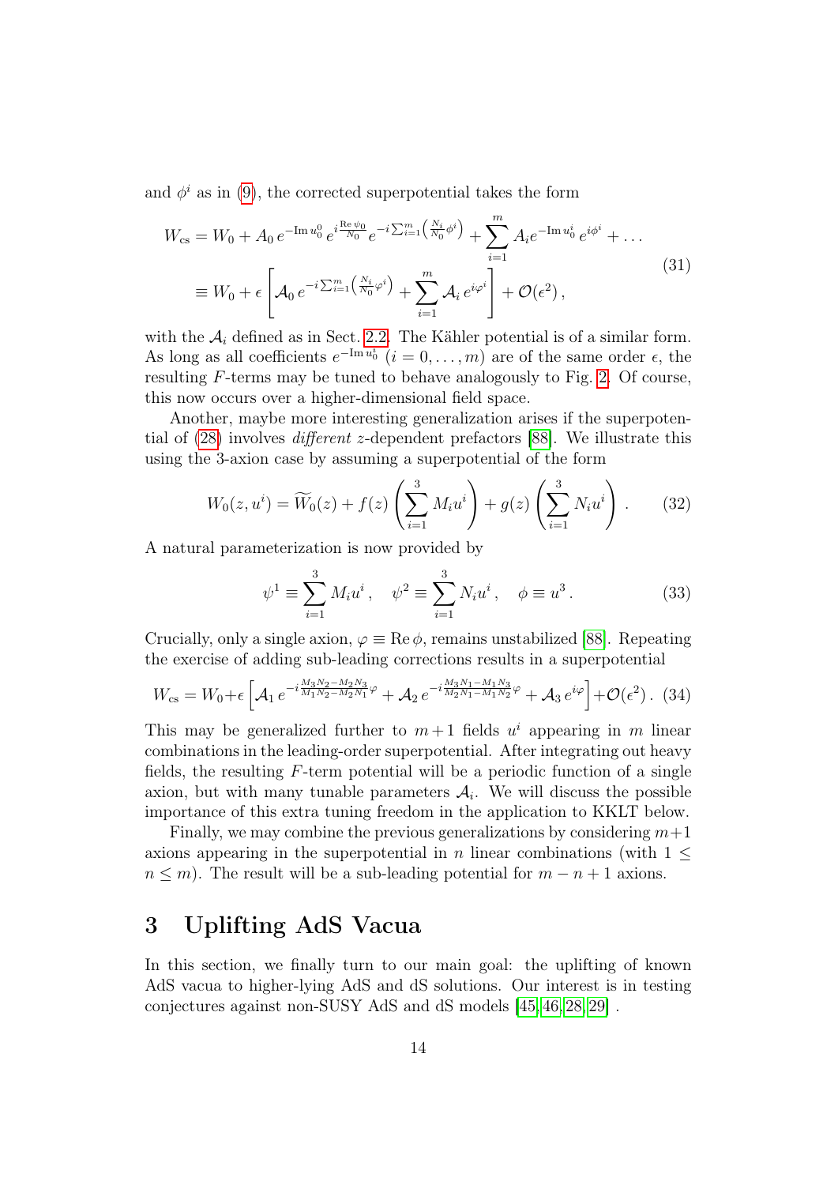and $\phi^i$ as in (9), the corrected superpotential takes the form

$$
\begin{aligned}
W_{\text{cs}} &= W_0 + A_0\, e^{-\operatorname{Im} u_0^0}\, e^{i\frac{\operatorname{Re}\psi_0}{N_0}}\, e^{-i\sum_{i=1}^m \left(\frac{N_i}{N_0}\phi^i\right)} + \sum_{i=1}^m A_i e^{-\operatorname{Im} u_0^i}\, e^{i\phi^i} + \dots \\
&\equiv W_0 + \epsilon \left[\mathcal{A}_0\, e^{-i\sum_{i=1}^m \left(\frac{N_i}{N_0}\varphi^i\right)} + \sum_{i=1}^m \mathcal{A}_i\, e^{i\varphi^i}\right] + \mathcal{O}(\epsilon^2)\,,
\end{aligned}
\tag{31}
$$

with the $\mathcal{A}_i$ defined as in Sect. 2.2. The Kähler potential is of a similar form. As long as all coefficients $e^{-\operatorname{Im} u_0^i}$ $(i = 0, \dots, m)$ are of the same order $\epsilon$, the resulting $F$-terms may be tuned to behave analogously to Fig. 2. Of course, this now occurs over a higher-dimensional field space.

Another, maybe more interesting generalization arises if the superpotential of (28) involves *different* $z$-dependent prefactors [88]. We illustrate this using the 3-axion case by assuming a superpotential of the form

$$
W_0(z, u^i) = \widetilde{W_0}(z) + f(z)\left(\sum_{i=1}^3 M_i u^i\right) + g(z)\left(\sum_{i=1}^3 N_i u^i\right)\,. \tag{32}
$$

A natural parameterization is now provided by

$$
\psi^1 \equiv \sum_{i=1}^3 M_i u^i\,, \quad \psi^2 \equiv \sum_{i=1}^3 N_i u^i\,, \quad \phi \equiv u^3\,. \tag{33}
$$

Crucially, only a single axion, $\varphi \equiv \operatorname{Re}\phi$, remains unstabilized [88]. Repeating the exercise of adding sub-leading corrections results in a superpotential

$$
W_{\text{cs}} = W_0 + \epsilon\left[\mathcal{A}_1\, e^{-i\frac{M_3N_2 - M_2N_3}{M_1N_2 - M_2N_1}\varphi} + \mathcal{A}_2\, e^{-i\frac{M_3N_1 - M_1N_3}{M_2N_1 - M_1N_2}\varphi} + \mathcal{A}_3\, e^{i\varphi}\right] + \mathcal{O}(\epsilon^2)\,. \tag{34}
$$

This may be generalized further to $m+1$ fields $u^i$ appearing in $m$ linear combinations in the leading-order superpotential. After integrating out heavy fields, the resulting $F$-term potential will be a periodic function of a single axion, but with many tunable parameters $\mathcal{A}_i$. We will discuss the possible importance of this extra tuning freedom in the application to KKLT below.

Finally, we may combine the previous generalizations by considering $m+1$ axions appearing in the superpotential in $n$ linear combinations (with $1 \leq n \leq m$). The result will be a sub-leading potential for $m - n + 1$ axions.

# 3 Uplifting AdS Vacua

In this section, we finally turn to our main goal: the uplifting of known AdS vacua to higher-lying AdS and dS solutions. Our interest is in testing conjectures against non-SUSY AdS and dS models [45, 46, 28, 29] .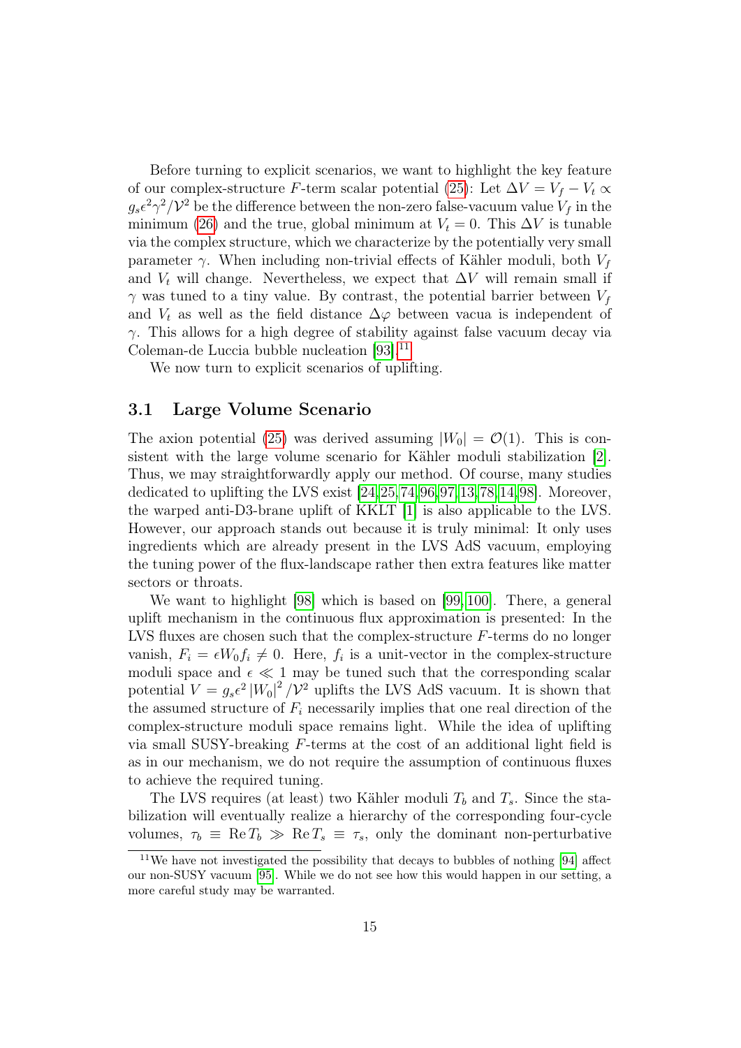Before turning to explicit scenarios, we want to highlight the key feature of our complex-structure $F$-term scalar potential (25): Let $\Delta V = V_f - V_t \propto g_s \epsilon^2 \gamma^2 / \mathcal{V}^2$ be the difference between the non-zero false-vacuum value $V_f$ in the minimum (26) and the true, global minimum at $V_t = 0$. This $\Delta V$ is tunable via the complex structure, which we characterize by the potentially very small parameter $\gamma$. When including non-trivial effects of Kähler moduli, both $V_f$ and $V_t$ will change. Nevertheless, we expect that $\Delta V$ will remain small if $\gamma$ was tuned to a tiny value. By contrast, the potential barrier between $V_f$ and $V_t$ as well as the field distance $\Delta\varphi$ between vacua is independent of $\gamma$. This allows for a high degree of stability against false vacuum decay via Coleman-de Luccia bubble nucleation [93].[11]

We now turn to explicit scenarios of uplifting.

### 3.1 Large Volume Scenario

The axion potential (25) was derived assuming $|W_0| = \mathcal{O}(1)$. This is consistent with the large volume scenario for Kähler moduli stabilization [2]. Thus, we may straightforwardly apply our method. Of course, many studies dedicated to uplifting the LVS exist [24, 25, 74, 96, 97, 13, 78, 14, 98]. Moreover, the warped anti-D3-brane uplift of KKLT [1] is also applicable to the LVS. However, our approach stands out because it is truly minimal: It only uses ingredients which are already present in the LVS AdS vacuum, employing the tuning power of the flux-landscape rather then extra features like matter sectors or throats.

We want to highlight [98] which is based on [99, 100]. There, a general uplift mechanism in the continuous flux approximation is presented: In the LVS fluxes are chosen such that the complex-structure $F$-terms do no longer vanish, $F_i = \epsilon W_0 f_i \neq 0$. Here, $f_i$ is a unit-vector in the complex-structure moduli space and $\epsilon \ll 1$ may be tuned such that the corresponding scalar potential $V = g_s \epsilon^2 |W_0|^2 / \mathcal{V}^2$ uplifts the LVS AdS vacuum. It is shown that the assumed structure of $F_i$ necessarily implies that one real direction of the complex-structure moduli space remains light. While the idea of uplifting via small SUSY-breaking $F$-terms at the cost of an additional light field is as in our mechanism, we do not require the assumption of continuous fluxes to achieve the required tuning.

The LVS requires (at least) two Kähler moduli $T_b$ and $T_s$. Since the stabilization will eventually realize a hierarchy of the corresponding four-cycle volumes, $\tau_b \equiv \operatorname{Re} T_b \gg \operatorname{Re} T_s \equiv \tau_s$, only the dominant non-perturbative

[11] We have not investigated the possibility that decays to bubbles of nothing [94] affect our non-SUSY vacuum [95]. While we do not see how this would happen in our setting, a more careful study may be warranted.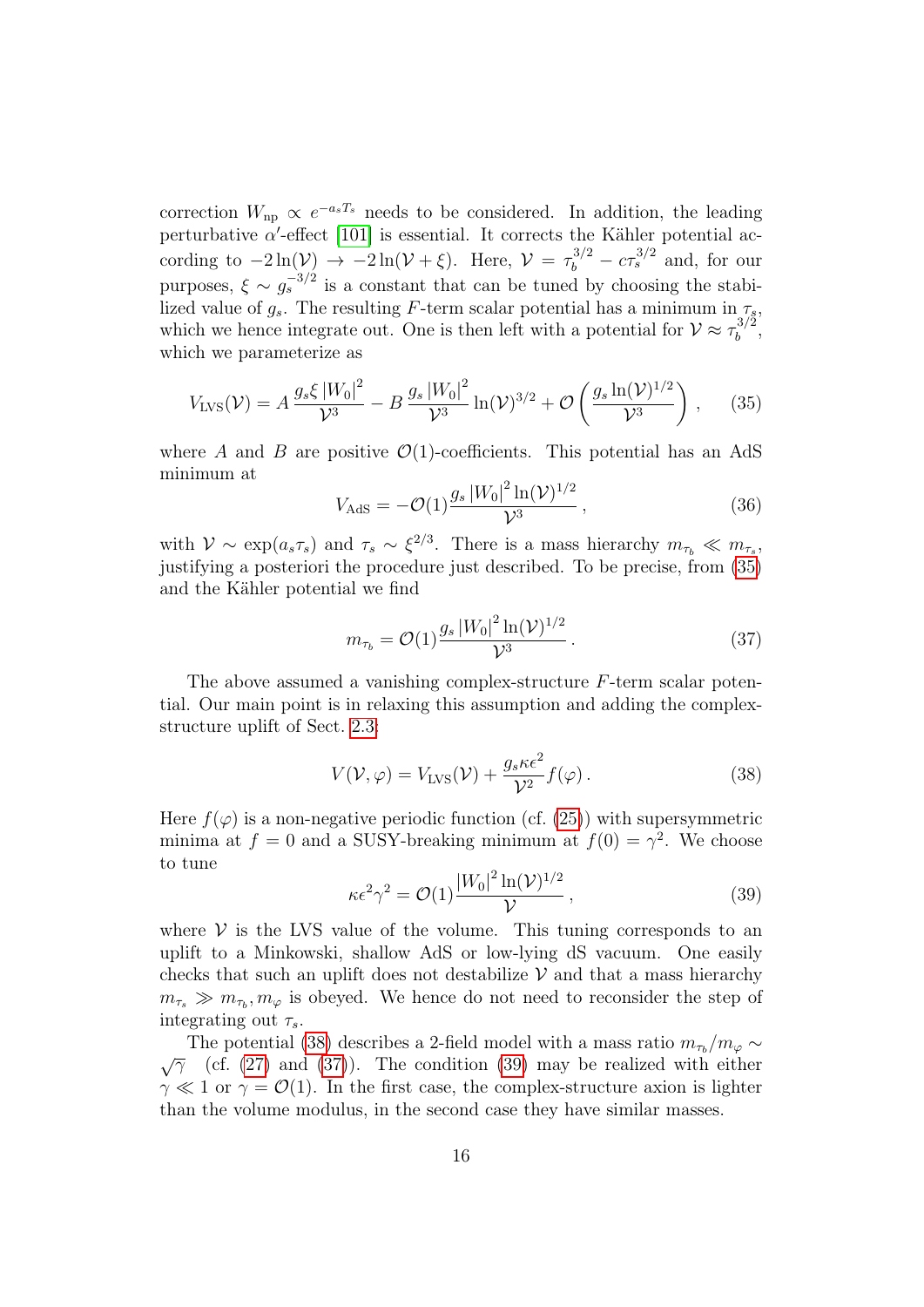correction $W_{\rm np} \propto e^{-a_s T_s}$ needs to be considered. In addition, the leading perturbative $\alpha'$-effect [101] is essential. It corrects the Kähler potential according to $-2\ln(\mathcal{V}) \to -2\ln(\mathcal{V}+\xi)$. Here, $\mathcal{V} = \tau_b^{3/2} - c\tau_s^{3/2}$ and, for our purposes, $\xi \sim g_s^{-3/2}$ is a constant that can be tuned by choosing the stabilized value of $g_s$. The resulting $F$-term scalar potential has a minimum in $\tau_s$, which we hence integrate out. One is then left with a potential for $\mathcal{V} \approx \tau_b^{3/2}$, which we parameterize as

$$V_{\rm LVS}(\mathcal{V}) = A\,\frac{g_s \xi \left|W_0\right|^2}{\mathcal{V}^3} - B\,\frac{g_s \left|W_0\right|^2}{\mathcal{V}^3}\ln(\mathcal{V})^{3/2} + \mathcal{O}\left(\frac{g_s \ln(\mathcal{V})^{1/2}}{\mathcal{V}^3}\right), \qquad (35)$$

where $A$ and $B$ are positive $\mathcal{O}(1)$-coefficients. This potential has an AdS minimum at

$$V_{\rm AdS} = -\mathcal{O}(1)\frac{g_s \left|W_0\right|^2 \ln(\mathcal{V})^{1/2}}{\mathcal{V}^3}\,, \qquad (36)$$

with $\mathcal{V} \sim \exp(a_s \tau_s)$ and $\tau_s \sim \xi^{2/3}$. There is a mass hierarchy $m_{\tau_b} \ll m_{\tau_s}$, justifying a posteriori the procedure just described. To be precise, from (35) and the Kähler potential we find

$$m_{\tau_b} = \mathcal{O}(1)\frac{g_s \left|W_0\right|^2 \ln(\mathcal{V})^{1/2}}{\mathcal{V}^3}\,. \qquad (37)$$

The above assumed a vanishing complex-structure $F$-term scalar potential. Our main point is in relaxing this assumption and adding the complex-structure uplift of Sect. 2.3:

$$V(\mathcal{V},\varphi) = V_{\rm LVS}(\mathcal{V}) + \frac{g_s \kappa \epsilon^2}{\mathcal{V}^2} f(\varphi)\,. \qquad (38)$$

Here $f(\varphi)$ is a non-negative periodic function (cf. (25)) with supersymmetric minima at $f = 0$ and a SUSY-breaking minimum at $f(0) = \gamma^2$. We choose to tune

$$\kappa \epsilon^2 \gamma^2 = \mathcal{O}(1)\frac{\left|W_0\right|^2 \ln(\mathcal{V})^{1/2}}{\mathcal{V}}\,, \qquad (39)$$

where $\mathcal{V}$ is the LVS value of the volume. This tuning corresponds to an uplift to a Minkowski, shallow AdS or low-lying dS vacuum. One easily checks that such an uplift does not destabilize $\mathcal{V}$ and that a mass hierarchy $m_{\tau_s} \gg m_{\tau_b}, m_\varphi$ is obeyed. We hence do not need to reconsider the step of integrating out $\tau_s$.

The potential (38) describes a 2-field model with a mass ratio $m_{\tau_b}/m_\varphi \sim \sqrt{\gamma}$ (cf. (27) and (37)). The condition (39) may be realized with either $\gamma \ll 1$ or $\gamma = \mathcal{O}(1)$. In the first case, the complex-structure axion is lighter than the volume modulus, in the second case they have similar masses.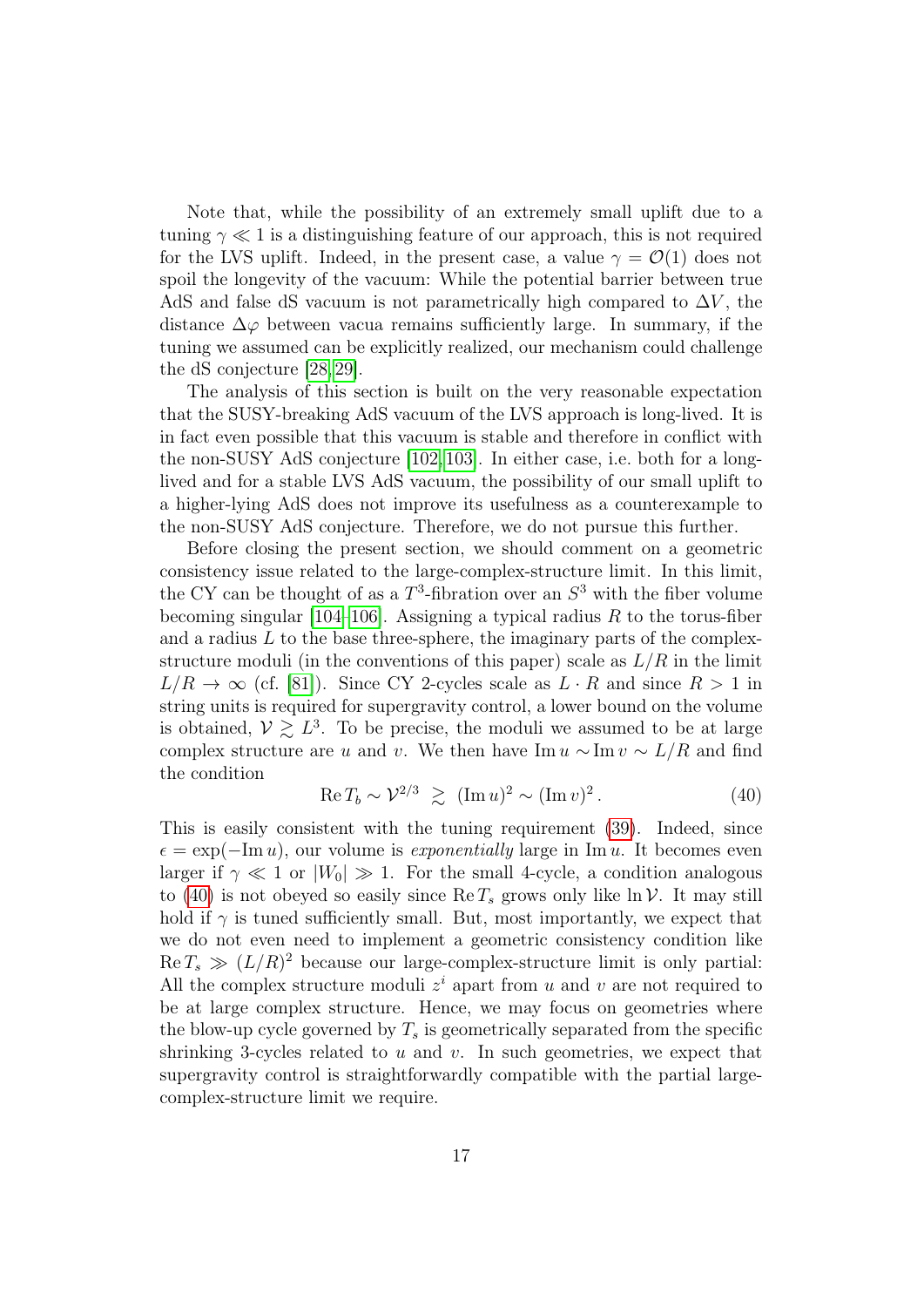Note that, while the possibility of an extremely small uplift due to a tuning $\gamma \ll 1$ is a distinguishing feature of our approach, this is not required for the LVS uplift. Indeed, in the present case, a value $\gamma = \mathcal{O}(1)$ does not spoil the longevity of the vacuum: While the potential barrier between true AdS and false dS vacuum is not parametrically high compared to $\Delta V$, the distance $\Delta\varphi$ between vacua remains sufficiently large. In summary, if the tuning we assumed can be explicitly realized, our mechanism could challenge the dS conjecture [28, 29].

The analysis of this section is built on the very reasonable expectation that the SUSY-breaking AdS vacuum of the LVS approach is long-lived. It is in fact even possible that this vacuum is stable and therefore in conflict with the non-SUSY AdS conjecture [102, 103]. In either case, i.e. both for a long-lived and for a stable LVS AdS vacuum, the possibility of our small uplift to a higher-lying AdS does not improve its usefulness as a counterexample to the non-SUSY AdS conjecture. Therefore, we do not pursue this further.

Before closing the present section, we should comment on a geometric consistency issue related to the large-complex-structure limit. In this limit, the CY can be thought of as a $T^3$-fibration over an $S^3$ with the fiber volume becoming singular [104–106]. Assigning a typical radius $R$ to the torus-fiber and a radius $L$ to the base three-sphere, the imaginary parts of the complex-structure moduli (in the conventions of this paper) scale as $L/R$ in the limit $L/R \to \infty$ (cf. [81]). Since CY 2-cycles scale as $L \cdot R$ and since $R > 1$ in string units is required for supergravity control, a lower bound on the volume is obtained, $\mathcal{V} \gtrsim L^3$. To be precise, the moduli we assumed to be at large complex structure are $u$ and $v$. We then have $\mathrm{Im}\, u \sim \mathrm{Im}\, v \sim L/R$ and find the condition

$$\mathrm{Re}\, T_b \sim \mathcal{V}^{2/3} \; \gtrsim \; (\mathrm{Im}\, u)^2 \sim (\mathrm{Im}\, v)^2 \,. \tag{40}$$

This is easily consistent with the tuning requirement (39). Indeed, since $\epsilon = \exp(-\mathrm{Im}\, u)$, our volume is *exponentially* large in $\mathrm{Im}\, u$. It becomes even larger if $\gamma \ll 1$ or $|W_0| \gg 1$. For the small 4-cycle, a condition analogous to (40) is not obeyed so easily since $\mathrm{Re}\, T_s$ grows only like $\ln \mathcal{V}$. It may still hold if $\gamma$ is tuned sufficiently small. But, most importantly, we expect that we do not even need to implement a geometric consistency condition like $\mathrm{Re}\, T_s \gg (L/R)^2$ because our large-complex-structure limit is only partial: All the complex structure moduli $z^i$ apart from $u$ and $v$ are not required to be at large complex structure. Hence, we may focus on geometries where the blow-up cycle governed by $T_s$ is geometrically separated from the specific shrinking 3-cycles related to $u$ and $v$. In such geometries, we expect that supergravity control is straightforwardly compatible with the partial large-complex-structure limit we require.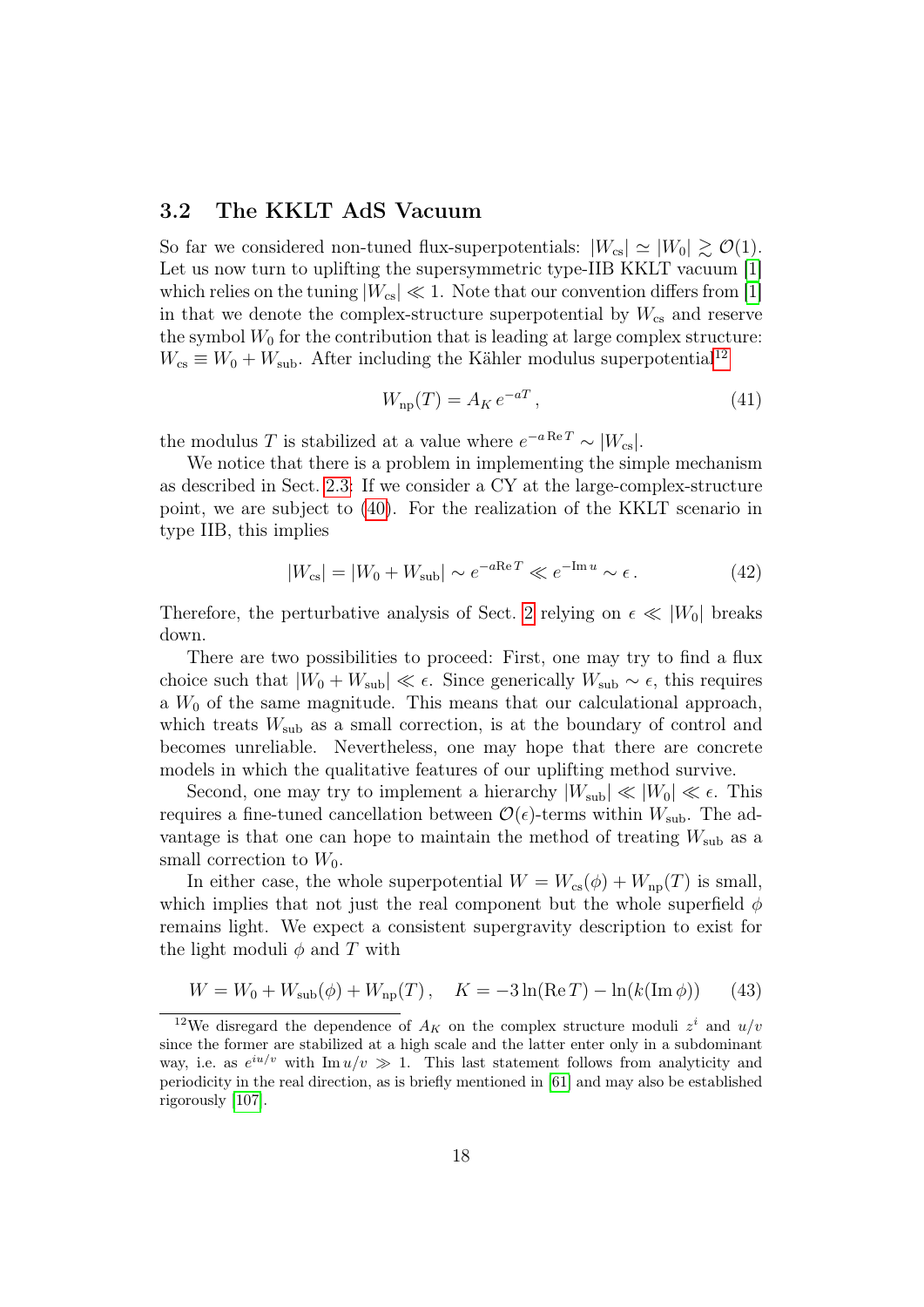### 3.2 The KKLT AdS Vacuum

So far we considered non-tuned flux-superpotentials: $|W_{\rm cs}| \simeq |W_0| \gtrsim \mathcal{O}(1)$. Let us now turn to uplifting the supersymmetric type-IIB KKLT vacuum [1] which relies on the tuning $|W_{\rm cs}| \ll 1$. Note that our convention differs from [1] in that we denote the complex-structure superpotential by $W_{\rm cs}$ and reserve the symbol $W_0$ for the contribution that is leading at large complex structure: $W_{\rm cs} \equiv W_0 + W_{\rm sub}$. After including the Kähler modulus superpotential[12]

$$W_{\rm np}(T) = A_K \, e^{-aT} \,, \tag{41}$$

the modulus $T$ is stabilized at a value where $e^{-a \,{\rm Re}\, T} \sim |W_{\rm cs}|$.

We notice that there is a problem in implementing the simple mechanism as described in Sect. 2.3: If we consider a CY at the large-complex-structure point, we are subject to (40). For the realization of the KKLT scenario in type IIB, this implies

$$|W_{\rm cs}| = |W_0 + W_{\rm sub}| \sim e^{-a{\rm Re}\, T} \ll e^{-{\rm Im}\, u} \sim \epsilon \,. \tag{42}$$

Therefore, the perturbative analysis of Sect. 2 relying on $\epsilon \ll |W_0|$ breaks down.

There are two possibilities to proceed: First, one may try to find a flux choice such that $|W_0 + W_{\rm sub}| \ll \epsilon$. Since generically $W_{\rm sub} \sim \epsilon$, this requires a $W_0$ of the same magnitude. This means that our calculational approach, which treats $W_{\rm sub}$ as a small correction, is at the boundary of control and becomes unreliable. Nevertheless, one may hope that there are concrete models in which the qualitative features of our uplifting method survive.

Second, one may try to implement a hierarchy $|W_{\rm sub}| \ll |W_0| \ll \epsilon$. This requires a fine-tuned cancellation between $\mathcal{O}(\epsilon)$-terms within $W_{\rm sub}$. The advantage is that one can hope to maintain the method of treating $W_{\rm sub}$ as a small correction to $W_0$.

In either case, the whole superpotential $W = W_{\rm cs}(\phi) + W_{\rm np}(T)$ is small, which implies that not just the real component but the whole superfield $\phi$ remains light. We expect a consistent supergravity description to exist for the light moduli $\phi$ and $T$ with

$$W = W_0 + W_{\rm sub}(\phi) + W_{\rm np}(T) \,, \quad K = -3\ln({\rm Re}\, T) - \ln(k({\rm Im}\, \phi)) \tag{43}$$

[12] We disregard the dependence of $A_K$ on the complex structure moduli $z^i$ and $u/v$ since the former are stabilized at a high scale and the latter enter only in a subdominant way, i.e. as $e^{iu/v}$ with ${\rm Im}\, u/v \gg 1$. This last statement follows from analyticity and periodicity in the real direction, as is briefly mentioned in [61] and may also be established rigorously [107].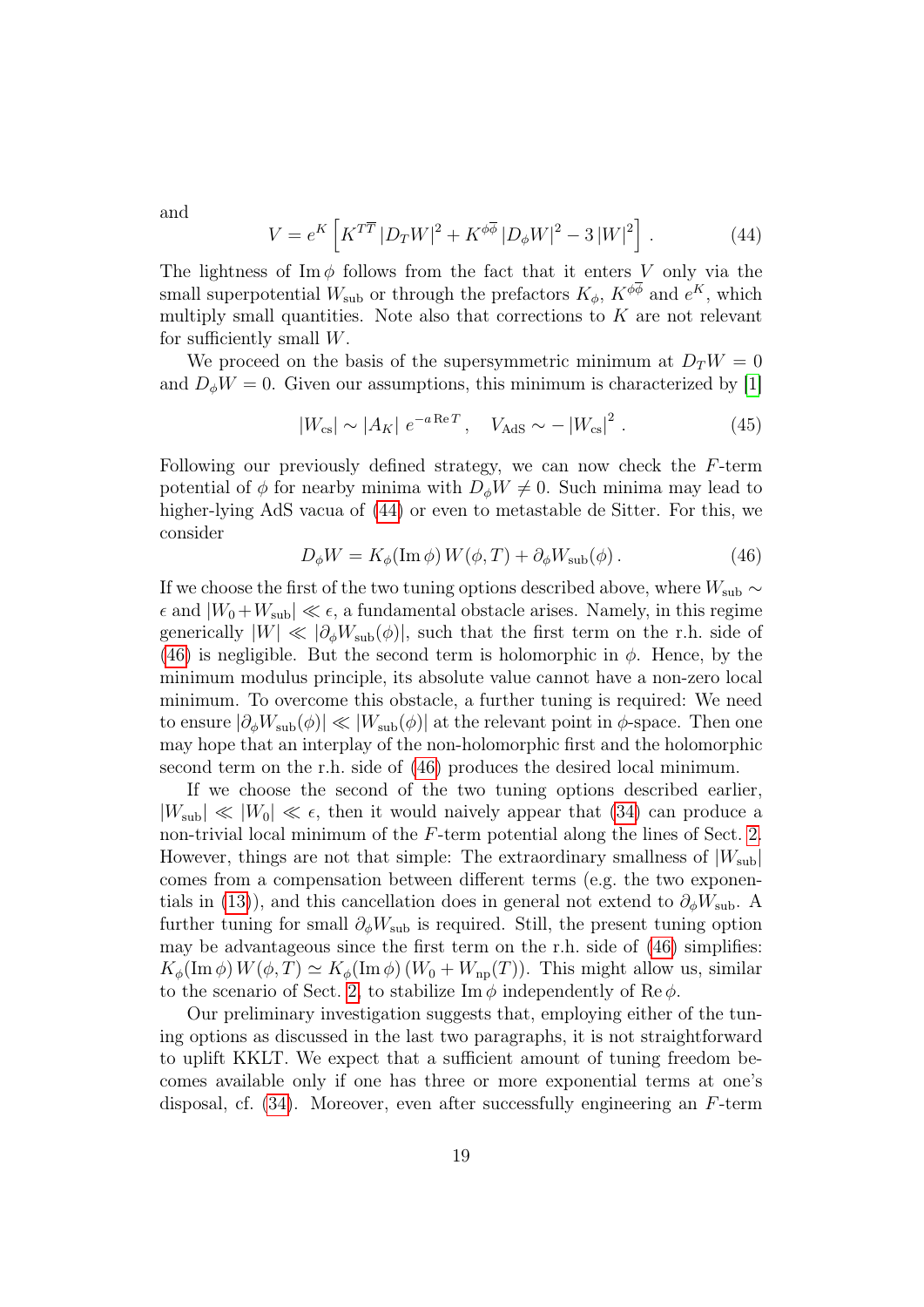and

$$V = e^K \left[ K^{T\overline{T}} \left| D_T W \right|^2 + K^{\phi\overline{\phi}} \left| D_\phi W \right|^2 - 3 \left| W \right|^2 \right] . \tag{44}$$

The lightness of $\operatorname{Im}\phi$ follows from the fact that it enters $V$ only via the small superpotential $W_{\rm sub}$ or through the prefactors $K_\phi$, $K^{\phi\overline{\phi}}$ and $e^K$, which multiply small quantities. Note also that corrections to $K$ are not relevant for sufficiently small $W$.

We proceed on the basis of the supersymmetric minimum at $D_T W = 0$ and $D_\phi W = 0$. Given our assumptions, this minimum is characterized by [1]

$$|W_{\rm cs}| \sim |A_K| \; e^{-a \operatorname{Re} T} \,, \quad V_{\rm AdS} \sim - \left| W_{\rm cs} \right|^2 . \tag{45}$$

Following our previously defined strategy, we can now check the $F$-term potential of $\phi$ for nearby minima with $D_\phi W \neq 0$. Such minima may lead to higher-lying AdS vacua of (44) or even to metastable de Sitter. For this, we consider

$$D_\phi W = K_\phi(\operatorname{Im}\phi) \, W(\phi, T) + \partial_\phi W_{\rm sub}(\phi) \,. \tag{46}$$

If we choose the first of the two tuning options described above, where $W_{\rm sub} \sim \epsilon$ and $|W_0 + W_{\rm sub}| \ll \epsilon$, a fundamental obstacle arises. Namely, in this regime generically $|W| \ll |\partial_\phi W_{\rm sub}(\phi)|$, such that the first term on the r.h. side of (46) is negligible. But the second term is holomorphic in $\phi$. Hence, by the minimum modulus principle, its absolute value cannot have a non-zero local minimum. To overcome this obstacle, a further tuning is required: We need to ensure $|\partial_\phi W_{\rm sub}(\phi)| \ll |W_{\rm sub}(\phi)|$ at the relevant point in $\phi$-space. Then one may hope that an interplay of the non-holomorphic first and the holomorphic second term on the r.h. side of (46) produces the desired local minimum.

If we choose the second of the two tuning options described earlier, $|W_{\rm sub}| \ll |W_0| \ll \epsilon$, then it would naively appear that (34) can produce a non-trivial local minimum of the $F$-term potential along the lines of Sect. 2. However, things are not that simple: The extraordinary smallness of $|W_{\rm sub}|$ comes from a compensation between different terms (e.g. the two exponentials in (13)), and this cancellation does in general not extend to $\partial_\phi W_{\rm sub}$. A further tuning for small $\partial_\phi W_{\rm sub}$ is required. Still, the present tuning option may be advantageous since the first term on the r.h. side of (46) simplifies: $K_\phi(\operatorname{Im}\phi) \, W(\phi, T) \simeq K_\phi(\operatorname{Im}\phi) \, (W_0 + W_{\rm np}(T))$. This might allow us, similar to the scenario of Sect. 2, to stabilize $\operatorname{Im}\phi$ independently of $\operatorname{Re}\phi$.

Our preliminary investigation suggests that, employing either of the tuning options as discussed in the last two paragraphs, it is not straightforward to uplift KKLT. We expect that a sufficient amount of tuning freedom becomes available only if one has three or more exponential terms at one's disposal, cf. (34). Moreover, even after successfully engineering an $F$-term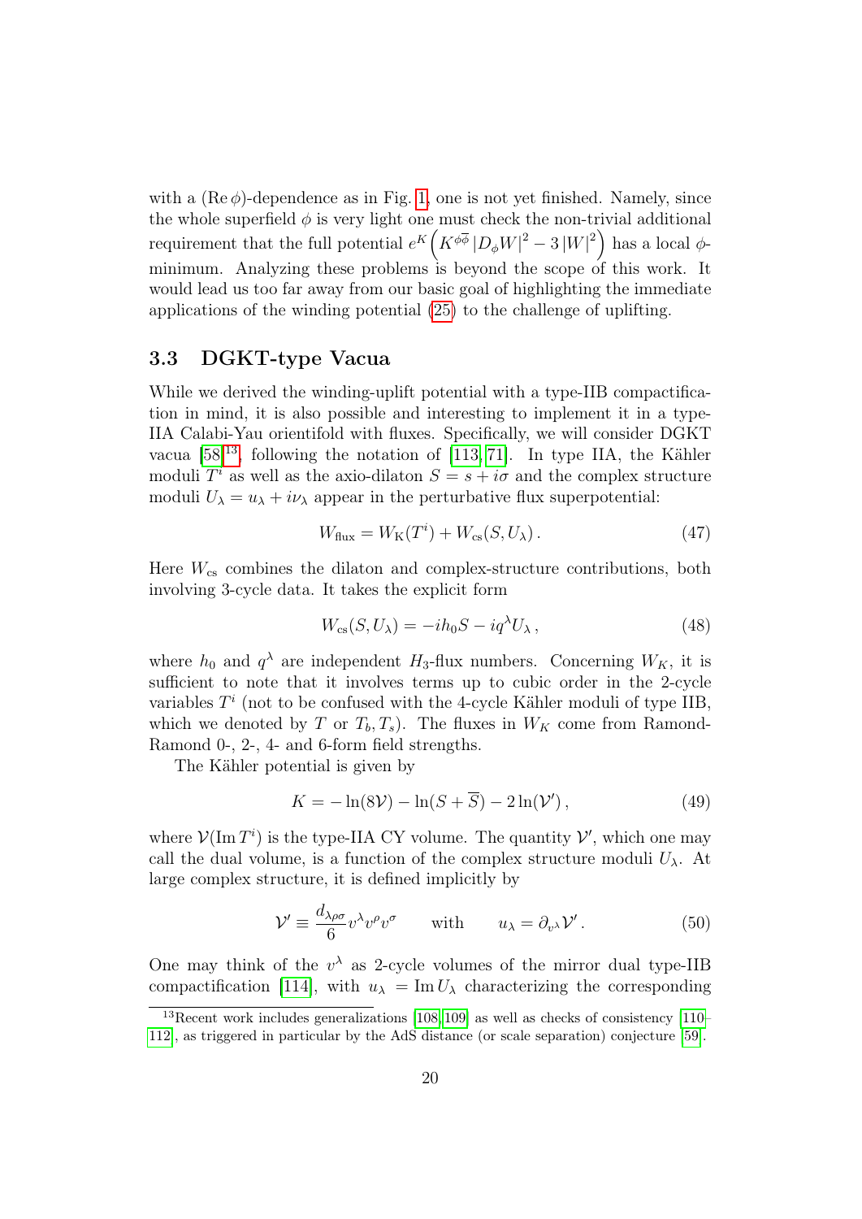with a $(\mathrm{Re}\,\phi)$-dependence as in Fig. 1, one is not yet finished. Namely, since the whole superfield $\phi$ is very light one must check the non-trivial additional requirement that the full potential $e^K\left(K^{\phi\overline{\phi}}\left|D_\phi W\right|^2 - 3\left|W\right|^2\right)$ has a local $\phi$-minimum. Analyzing these problems is beyond the scope of this work. It would lead us too far away from our basic goal of highlighting the immediate applications of the winding potential (25) to the challenge of uplifting.

### 3.3 DGKT-type Vacua

While we derived the winding-uplift potential with a type-IIB compactification in mind, it is also possible and interesting to implement it in a type-IIA Calabi-Yau orientifold with fluxes. Specifically, we will consider DGKT vacua [58][13], following the notation of [113, 71]. In type IIA, the Kähler moduli $T^i$ as well as the axio-dilaton $S = s + i\sigma$ and the complex structure moduli $U_\lambda = u_\lambda + i\nu_\lambda$ appear in the perturbative flux superpotential:

$$W_{\text{flux}} = W_{\text{K}}(T^i) + W_{\text{cs}}(S, U_\lambda)\,. \tag{47}$$

Here $W_{\text{cs}}$ combines the dilaton and complex-structure contributions, both involving 3-cycle data. It takes the explicit form

$$W_{\text{cs}}(S, U_\lambda) = -ih_0 S - iq^\lambda U_\lambda\,, \tag{48}$$

where $h_0$ and $q^\lambda$ are independent $H_3$-flux numbers. Concerning $W_K$, it is sufficient to note that it involves terms up to cubic order in the 2-cycle variables $T^i$ (not to be confused with the 4-cycle Kähler moduli of type IIB, which we denoted by $T$ or $T_b, T_s$). The fluxes in $W_K$ come from Ramond-Ramond 0-, 2-, 4- and 6-form field strengths.

The Kähler potential is given by

$$K = -\ln(8\mathcal{V}) - \ln(S + \overline{S}) - 2\ln(\mathcal{V}')\,, \tag{49}$$

where $\mathcal{V}(\mathrm{Im}\,T^i)$ is the type-IIA CY volume. The quantity $\mathcal{V}'$, which one may call the dual volume, is a function of the complex structure moduli $U_\lambda$. At large complex structure, it is defined implicitly by

$$\mathcal{V}' \equiv \frac{d_{\lambda\rho\sigma}}{6} v^\lambda v^\rho v^\sigma \qquad \text{with} \qquad u_\lambda = \partial_{v^\lambda}\mathcal{V}'\,. \tag{50}$$

One may think of the $v^\lambda$ as 2-cycle volumes of the mirror dual type-IIB compactification [114], with $u_\lambda = \mathrm{Im}\,U_\lambda$ characterizing the corresponding

[13] Recent work includes generalizations [108, 109] as well as checks of consistency [110–112], as triggered in particular by the AdS distance (or scale separation) conjecture [59].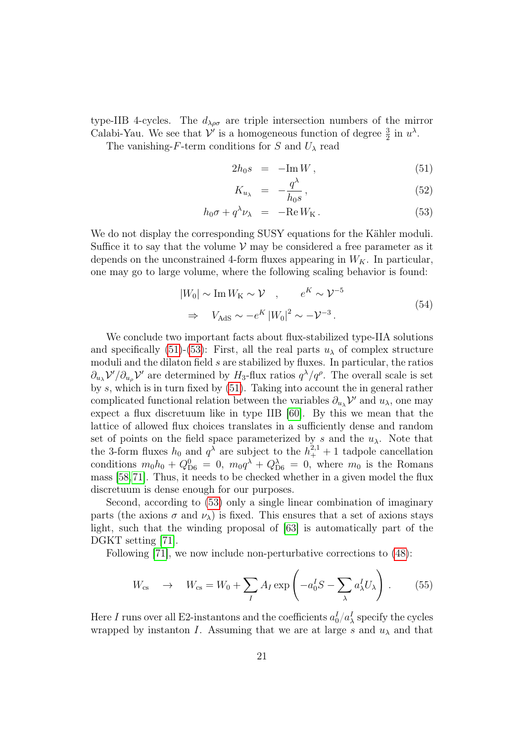type-IIB 4-cycles. The $d_{\lambda\rho\sigma}$ are triple intersection numbers of the mirror Calabi-Yau. We see that $\mathcal{V}'$ is a homogeneous function of degree $\frac{3}{2}$ in $u^\lambda$.

The vanishing-$F$-term conditions for $S$ and $U_\lambda$ read

$$
\begin{aligned}
2h_0 s &= -\mathrm{Im}\, W\,, & (51)\\
K_{u_\lambda} &= -\frac{q^\lambda}{h_0 s}\,, & (52)\\
h_0\sigma + q^\lambda \nu_\lambda &= -\mathrm{Re}\, W_{\mathrm{K}}\,. & (53)
\end{aligned}
$$

We do not display the corresponding SUSY equations for the Kähler moduli. Suffice it to say that the volume $\mathcal{V}$ may be considered a free parameter as it depends on the unconstrained 4-form fluxes appearing in $W_K$. In particular, one may go to large volume, where the following scaling behavior is found:

$$
\begin{aligned}
&|W_0| \sim \mathrm{Im}\, W_{\mathrm{K}} \sim \mathcal{V} \quad , \qquad e^K \sim \mathcal{V}^{-5} \\
&\Rightarrow \quad V_{\mathrm{AdS}} \sim -e^K\, |W_0|^2 \sim -\mathcal{V}^{-3}\,.
\end{aligned}
\qquad (54)
$$

We conclude two important facts about flux-stabilized type-IIA solutions and specifically (51)-(53): First, all the real parts $u_\lambda$ of complex structure moduli and the dilaton field $s$ are stabilized by fluxes. In particular, the ratios $\partial_{u_\lambda}\mathcal{V}'/\partial_{u_\rho}\mathcal{V}'$ are determined by $H_3$-flux ratios $q^\lambda/q^\rho$. The overall scale is set by $s$, which is in turn fixed by (51). Taking into account the in general rather complicated functional relation between the variables $\partial_{u_\lambda}\mathcal{V}'$ and $u_\lambda$, one may expect a flux discretuum like in type IIB [60]. By this we mean that the lattice of allowed flux choices translates in a sufficiently dense and random set of points on the field space parameterized by $s$ and the $u_\lambda$. Note that the 3-form fluxes $h_0$ and $q^\lambda$ are subject to the $h_+^{2,1}+1$ tadpole cancellation conditions $m_0 h_0 + Q^0_{\mathrm{D6}} = 0$, $m_0 q^\lambda + Q^\lambda_{\mathrm{D6}} = 0$, where $m_0$ is the Romans mass [58, 71]. Thus, it needs to be checked whether in a given model the flux discretuum is dense enough for our purposes.

Second, according to (53) only a single linear combination of imaginary parts (the axions $\sigma$ and $\nu_\lambda$) is fixed. This ensures that a set of axions stays light, such that the winding proposal of [63] is automatically part of the DGKT setting [71].

Following [71], we now include non-perturbative corrections to (48):

$$
W_{\mathrm{cs}} \quad \to \quad W_{\mathrm{cs}} = W_0 + \sum_I A_I \exp\left(-a_0^I S - \sum_\lambda a_\lambda^I U_\lambda\right)\,. \qquad (55)
$$

Here $I$ runs over all E2-instantons and the coefficients $a_0^I/a_\lambda^I$ specify the cycles wrapped by instanton $I$. Assuming that we are at large $s$ and $u_\lambda$ and that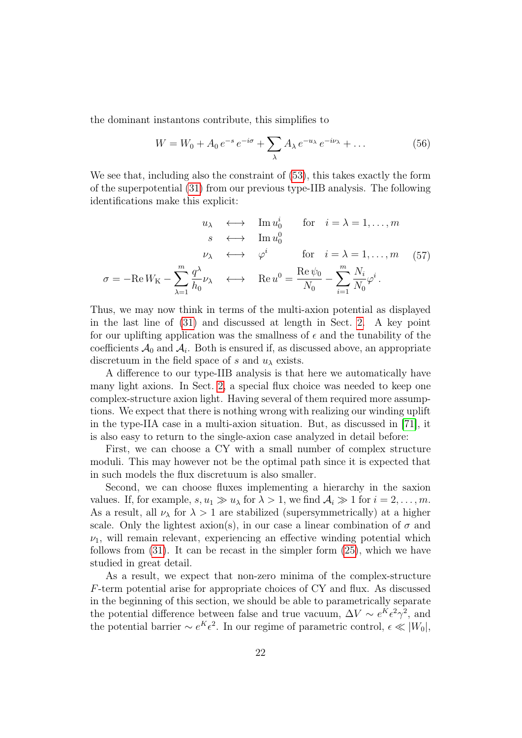the dominant instantons contribute, this simplifies to

$$W = W_0 + A_0 \, e^{-s} \, e^{-i\sigma} + \sum_\lambda A_\lambda \, e^{-u_\lambda} \, e^{-i\nu_\lambda} + \dots \tag{56}$$

We see that, including also the constraint of (53), this takes exactly the form of the superpotential (31) from our previous type-IIB analysis. The following identifications make this explicit:

$$\begin{aligned}
u_\lambda \quad &\longleftrightarrow \quad \mathrm{Im}\, u_0^i \qquad \text{for} \quad i = \lambda = 1, \dots, m \\
s \quad &\longleftrightarrow \quad \mathrm{Im}\, u_0^0 \\
\nu_\lambda \quad &\longleftrightarrow \quad \varphi^i \qquad\quad\; \text{for} \quad i = \lambda = 1, \dots, m \\
\sigma = -\mathrm{Re}\, W_\mathrm{K} - \sum_{\lambda=1}^m \frac{q^\lambda}{h_0} \nu_\lambda \quad &\longleftrightarrow \quad \mathrm{Re}\, u^0 = \frac{\mathrm{Re}\, \psi_0}{N_0} - \sum_{i=1}^m \frac{N_i}{N_0} \varphi^i \, .
\end{aligned} \tag{57}$$

Thus, we may now think in terms of the multi-axion potential as displayed in the last line of (31) and discussed at length in Sect. 2. A key point for our uplifting application was the smallness of $\epsilon$ and the tunability of the coefficients $\mathcal{A}_0$ and $\mathcal{A}_i$. Both is ensured if, as discussed above, an appropriate discretuum in the field space of $s$ and $u_\lambda$ exists.

A difference to our type-IIB analysis is that here we automatically have many light axions. In Sect. 2, a special flux choice was needed to keep one complex-structure axion light. Having several of them required more assumptions. We expect that there is nothing wrong with realizing our winding uplift in the type-IIA case in a multi-axion situation. But, as discussed in [71], it is also easy to return to the single-axion case analyzed in detail before:

First, we can choose a CY with a small number of complex structure moduli. This may however not be the optimal path since it is expected that in such models the flux discretuum is also smaller.

Second, we can choose fluxes implementing a hierarchy in the saxion values. If, for example, $s, u_1 \gg u_\lambda$ for $\lambda > 1$, we find $\mathcal{A}_i \gg 1$ for $i = 2, \dots, m$. As a result, all $\nu_\lambda$ for $\lambda > 1$ are stabilized (supersymmetrically) at a higher scale. Only the lightest axion(s), in our case a linear combination of $\sigma$ and $\nu_1$, will remain relevant, experiencing an effective winding potential which follows from (31). It can be recast in the simpler form (25), which we have studied in great detail.

As a result, we expect that non-zero minima of the complex-structure $F$-term potential arise for appropriate choices of CY and flux. As discussed in the beginning of this section, we should be able to parametrically separate the potential difference between false and true vacuum, $\Delta V \sim e^K \epsilon^2 \gamma^2$, and the potential barrier $\sim e^K \epsilon^2$. In our regime of parametric control, $\epsilon \ll |W_0|$,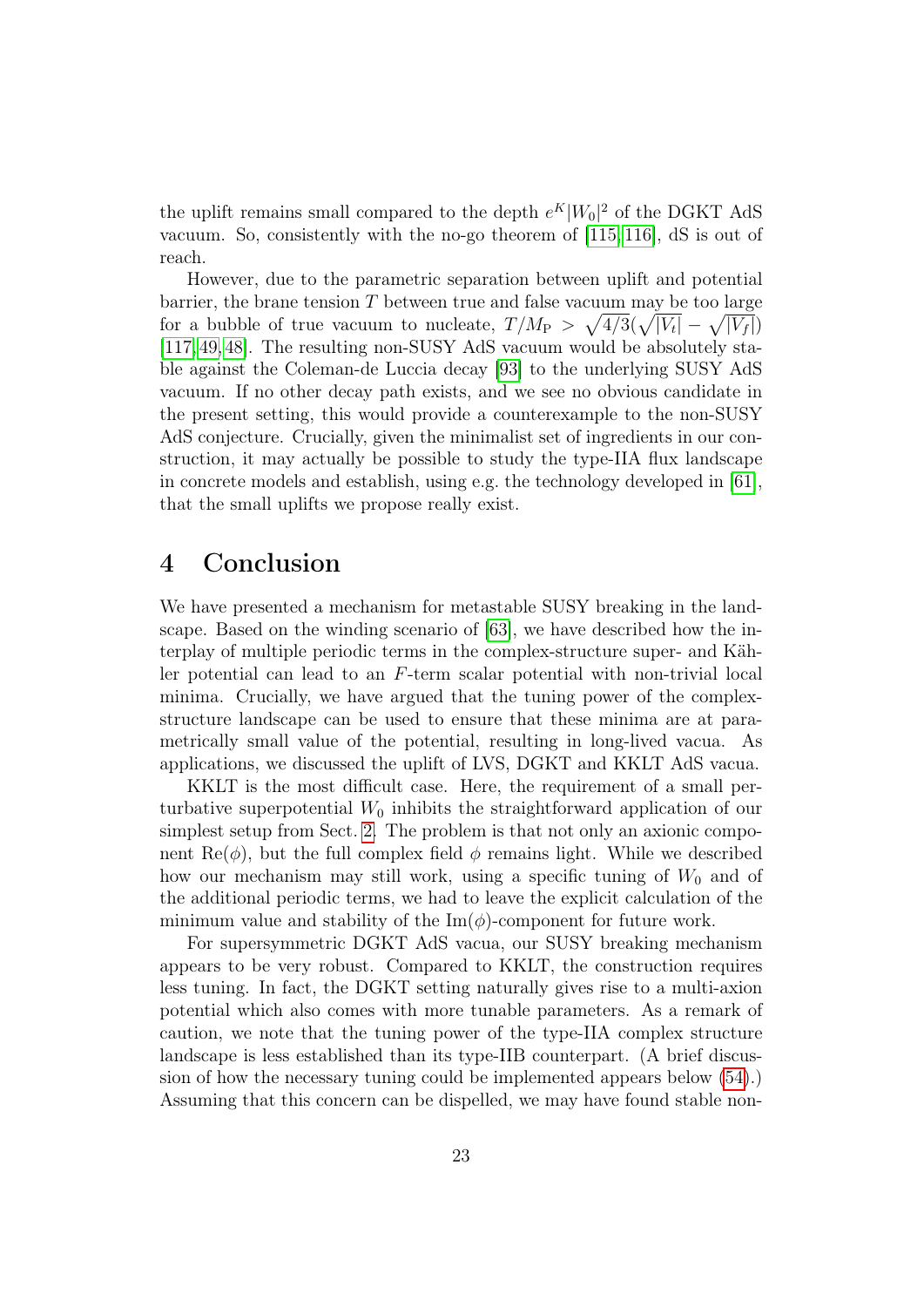the uplift remains small compared to the depth $e^K|W_0|^2$ of the DGKT AdS vacuum. So, consistently with the no-go theorem of [115, 116], dS is out of reach.

However, due to the parametric separation between uplift and potential barrier, the brane tension $T$ between true and false vacuum may be too large for a bubble of true vacuum to nucleate, $T/M_{\rm P} > \sqrt{4/3}(\sqrt{|V_t|} - \sqrt{|V_f|})$ [117, 49, 48]. The resulting non-SUSY AdS vacuum would be absolutely stable against the Coleman-de Luccia decay [93] to the underlying SUSY AdS vacuum. If no other decay path exists, and we see no obvious candidate in the present setting, this would provide a counterexample to the non-SUSY AdS conjecture. Crucially, given the minimalist set of ingredients in our construction, it may actually be possible to study the type-IIA flux landscape in concrete models and establish, using e.g. the technology developed in [61], that the small uplifts we propose really exist.

# 4 Conclusion

We have presented a mechanism for metastable SUSY breaking in the landscape. Based on the winding scenario of [63], we have described how the interplay of multiple periodic terms in the complex-structure super- and Kähler potential can lead to an $F$-term scalar potential with non-trivial local minima. Crucially, we have argued that the tuning power of the complex-structure landscape can be used to ensure that these minima are at parametrically small value of the potential, resulting in long-lived vacua. As applications, we discussed the uplift of LVS, DGKT and KKLT AdS vacua.

KKLT is the most difficult case. Here, the requirement of a small perturbative superpotential $W_0$ inhibits the straightforward application of our simplest setup from Sect. 2. The problem is that not only an axionic component $\mathrm{Re}(\phi)$, but the full complex field $\phi$ remains light. While we described how our mechanism may still work, using a specific tuning of $W_0$ and of the additional periodic terms, we had to leave the explicit calculation of the minimum value and stability of the $\mathrm{Im}(\phi)$-component for future work.

For supersymmetric DGKT AdS vacua, our SUSY breaking mechanism appears to be very robust. Compared to KKLT, the construction requires less tuning. In fact, the DGKT setting naturally gives rise to a multi-axion potential which also comes with more tunable parameters. As a remark of caution, we note that the tuning power of the type-IIA complex structure landscape is less established than its type-IIB counterpart. (A brief discussion of how the necessary tuning could be implemented appears below (54).) Assuming that this concern can be dispelled, we may have found stable non-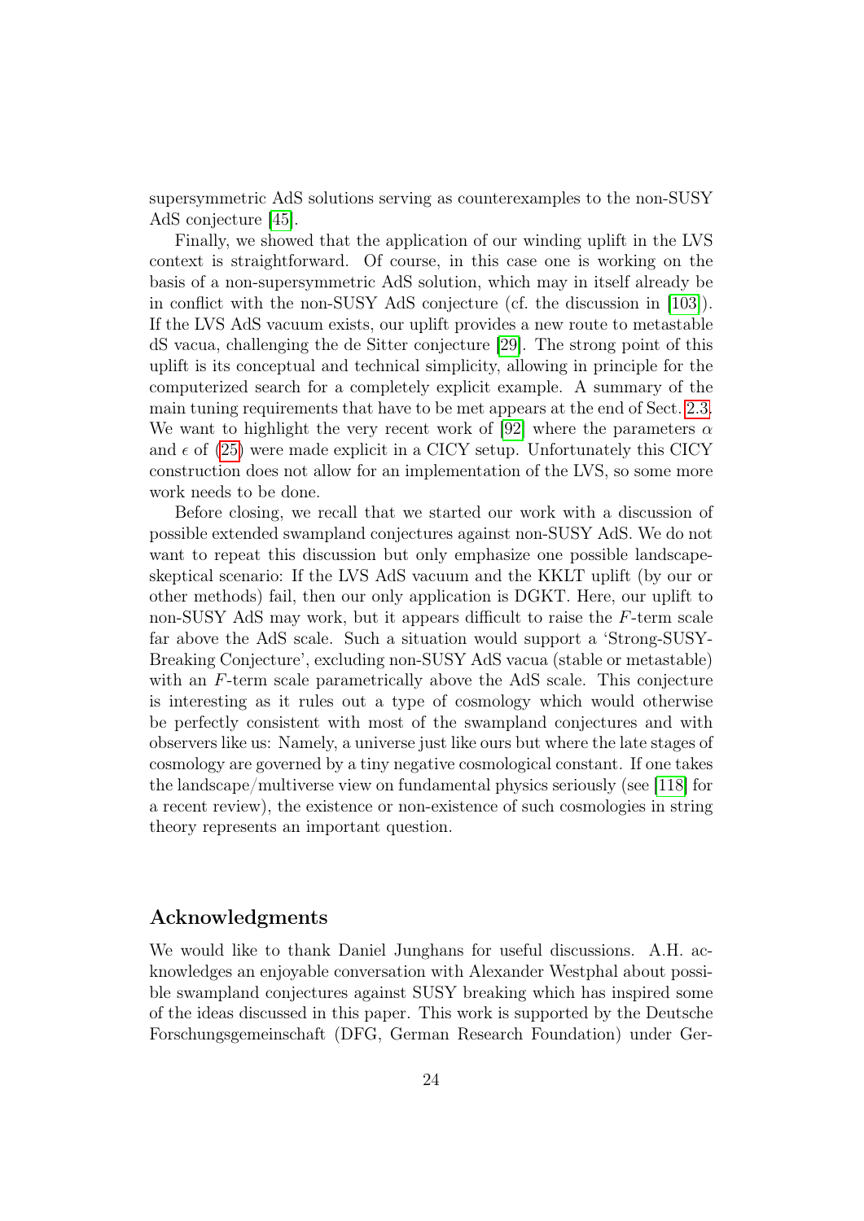supersymmetric AdS solutions serving as counterexamples to the non-SUSY AdS conjecture [45].

Finally, we showed that the application of our winding uplift in the LVS context is straightforward. Of course, in this case one is working on the basis of a non-supersymmetric AdS solution, which may in itself already be in conflict with the non-SUSY AdS conjecture (cf. the discussion in [103]). If the LVS AdS vacuum exists, our uplift provides a new route to metastable dS vacua, challenging the de Sitter conjecture [29]. The strong point of this uplift is its conceptual and technical simplicity, allowing in principle for the computerized search for a completely explicit example. A summary of the main tuning requirements that have to be met appears at the end of Sect. 2.3. We want to highlight the very recent work of [92] where the parameters $\alpha$ and $\epsilon$ of (25) were made explicit in a CICY setup. Unfortunately this CICY construction does not allow for an implementation of the LVS, so some more work needs to be done.

Before closing, we recall that we started our work with a discussion of possible extended swampland conjectures against non-SUSY AdS. We do not want to repeat this discussion but only emphasize one possible landscape-skeptical scenario: If the LVS AdS vacuum and the KKLT uplift (by our or other methods) fail, then our only application is DGKT. Here, our uplift to non-SUSY AdS may work, but it appears difficult to raise the $F$-term scale far above the AdS scale. Such a situation would support a 'Strong-SUSY-Breaking Conjecture', excluding non-SUSY AdS vacua (stable or metastable) with an $F$-term scale parametrically above the AdS scale. This conjecture is interesting as it rules out a type of cosmology which would otherwise be perfectly consistent with most of the swampland conjectures and with observers like us: Namely, a universe just like ours but where the late stages of cosmology are governed by a tiny negative cosmological constant. If one takes the landscape/multiverse view on fundamental physics seriously (see [118] for a recent review), the existence or non-existence of such cosmologies in string theory represents an important question.

## Acknowledgments

We would like to thank Daniel Junghans for useful discussions. A.H. acknowledges an enjoyable conversation with Alexander Westphal about possible swampland conjectures against SUSY breaking which has inspired some of the ideas discussed in this paper. This work is supported by the Deutsche Forschungsgemeinschaft (DFG, German Research Foundation) under Ger-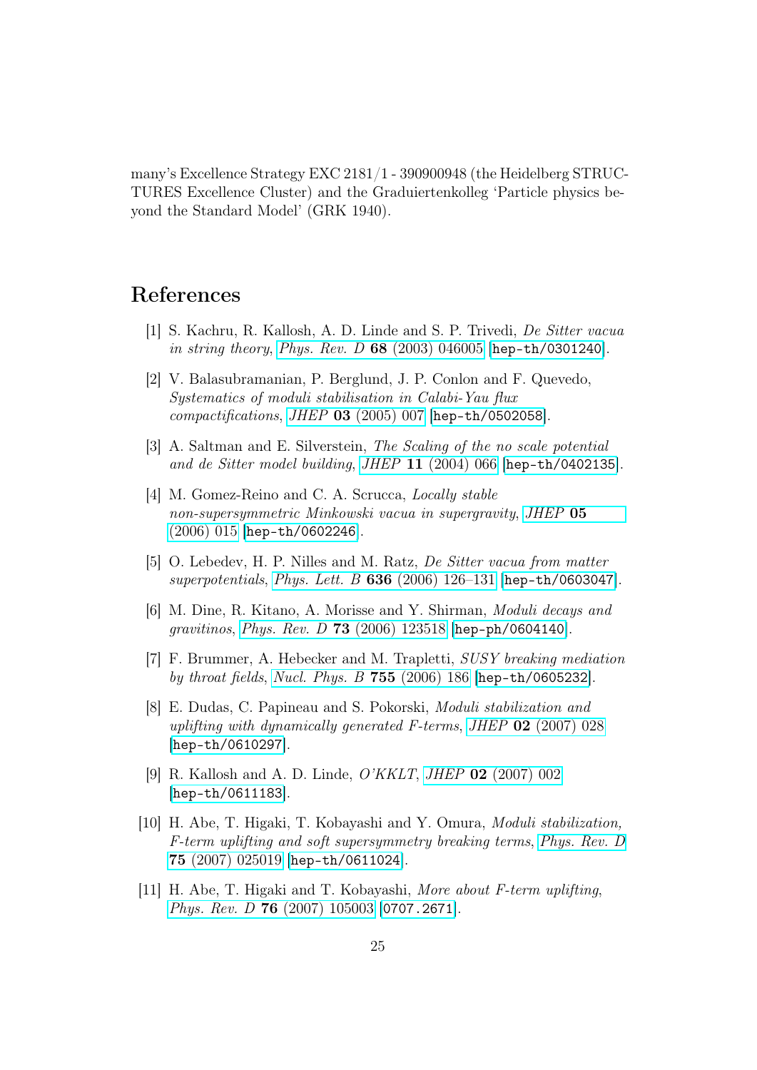many's Excellence Strategy EXC 2181/1 - 390900948 (the Heidelberg STRUCTURES Excellence Cluster) and the Graduiertenkolleg 'Particle physics beyond the Standard Model' (GRK 1940).

# References

[1] S. Kachru, R. Kallosh, A. D. Linde and S. P. Trivedi, *De Sitter vacua in string theory*, *Phys. Rev. D* **68** (2003) 046005 [hep-th/0301240].

[2] V. Balasubramanian, P. Berglund, J. P. Conlon and F. Quevedo, *Systematics of moduli stabilisation in Calabi-Yau flux compactifications*, *JHEP* **03** (2005) 007 [hep-th/0502058].

[3] A. Saltman and E. Silverstein, *The Scaling of the no scale potential and de Sitter model building*, *JHEP* **11** (2004) 066 [hep-th/0402135].

[4] M. Gomez-Reino and C. A. Scrucca, *Locally stable non-supersymmetric Minkowski vacua in supergravity*, *JHEP* **05** (2006) 015 [hep-th/0602246].

[5] O. Lebedev, H. P. Nilles and M. Ratz, *De Sitter vacua from matter superpotentials*, *Phys. Lett. B* **636** (2006) 126–131 [hep-th/0603047].

[6] M. Dine, R. Kitano, A. Morisse and Y. Shirman, *Moduli decays and gravitinos*, *Phys. Rev. D* **73** (2006) 123518 [hep-ph/0604140].

[7] F. Brummer, A. Hebecker and M. Trapletti, *SUSY breaking mediation by throat fields*, *Nucl. Phys. B* **755** (2006) 186 [hep-th/0605232].

[8] E. Dudas, C. Papineau and S. Pokorski, *Moduli stabilization and uplifting with dynamically generated F-terms*, *JHEP* **02** (2007) 028 [hep-th/0610297].

[9] R. Kallosh and A. D. Linde, *O'KKLT*, *JHEP* **02** (2007) 002 [hep-th/0611183].

[10] H. Abe, T. Higaki, T. Kobayashi and Y. Omura, *Moduli stabilization, F-term uplifting and soft supersymmetry breaking terms*, *Phys. Rev. D* **75** (2007) 025019 [hep-th/0611024].

[11] H. Abe, T. Higaki and T. Kobayashi, *More about F-term uplifting*, *Phys. Rev. D* **76** (2007) 105003 [0707.2671].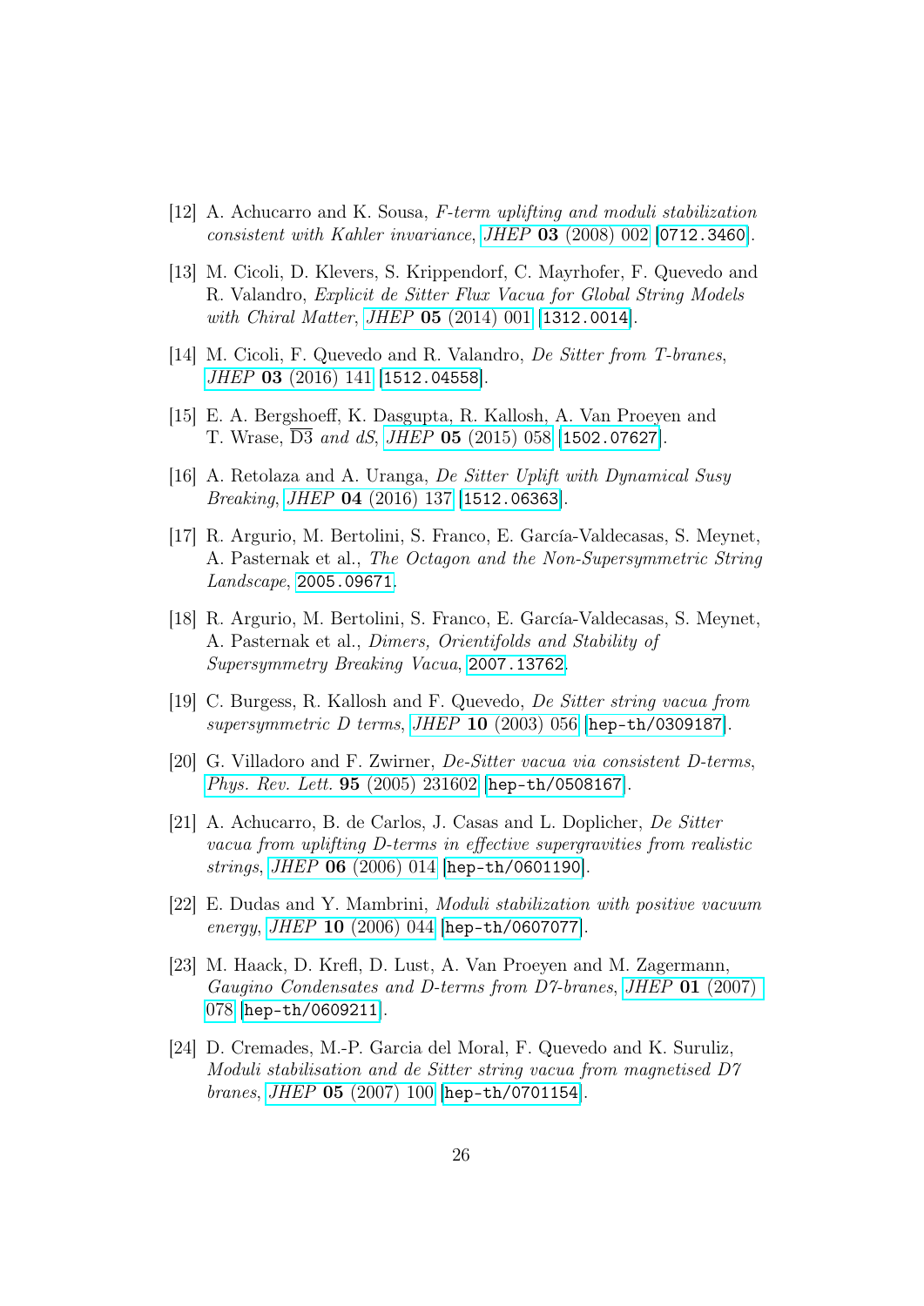[12] A. Achucarro and K. Sousa, *F-term uplifting and moduli stabilization consistent with Kahler invariance*, *JHEP* **03** (2008) 002 [0712.3460].

[13] M. Cicoli, D. Klevers, S. Krippendorf, C. Mayrhofer, F. Quevedo and R. Valandro, *Explicit de Sitter Flux Vacua for Global String Models with Chiral Matter*, *JHEP* **05** (2014) 001 [1312.0014].

[14] M. Cicoli, F. Quevedo and R. Valandro, *De Sitter from T-branes*, *JHEP* **03** (2016) 141 [1512.04558].

[15] E. A. Bergshoeff, K. Dasgupta, R. Kallosh, A. Van Proeyen and T. Wrase, *$\overline{\rm D3}$ and dS*, *JHEP* **05** (2015) 058 [1502.07627].

[16] A. Retolaza and A. Uranga, *De Sitter Uplift with Dynamical Susy Breaking*, *JHEP* **04** (2016) 137 [1512.06363].

[17] R. Argurio, M. Bertolini, S. Franco, E. García-Valdecasas, S. Meynet, A. Pasternak et al., *The Octagon and the Non-Supersymmetric String Landscape*, 2005.09671.

[18] R. Argurio, M. Bertolini, S. Franco, E. García-Valdecasas, S. Meynet, A. Pasternak et al., *Dimers, Orientifolds and Stability of Supersymmetry Breaking Vacua*, 2007.13762.

[19] C. Burgess, R. Kallosh and F. Quevedo, *De Sitter string vacua from supersymmetric D terms*, *JHEP* **10** (2003) 056 [hep-th/0309187].

[20] G. Villadoro and F. Zwirner, *De-Sitter vacua via consistent D-terms*, *Phys. Rev. Lett.* **95** (2005) 231602 [hep-th/0508167].

[21] A. Achucarro, B. de Carlos, J. Casas and L. Doplicher, *De Sitter vacua from uplifting D-terms in effective supergravities from realistic strings*, *JHEP* **06** (2006) 014 [hep-th/0601190].

[22] E. Dudas and Y. Mambrini, *Moduli stabilization with positive vacuum energy*, *JHEP* **10** (2006) 044 [hep-th/0607077].

[23] M. Haack, D. Krefl, D. Lust, A. Van Proeyen and M. Zagermann, *Gaugino Condensates and D-terms from D7-branes*, *JHEP* **01** (2007) 078 [hep-th/0609211].

[24] D. Cremades, M.-P. Garcia del Moral, F. Quevedo and K. Suruliz, *Moduli stabilisation and de Sitter string vacua from magnetised D7 branes*, *JHEP* **05** (2007) 100 [hep-th/0701154].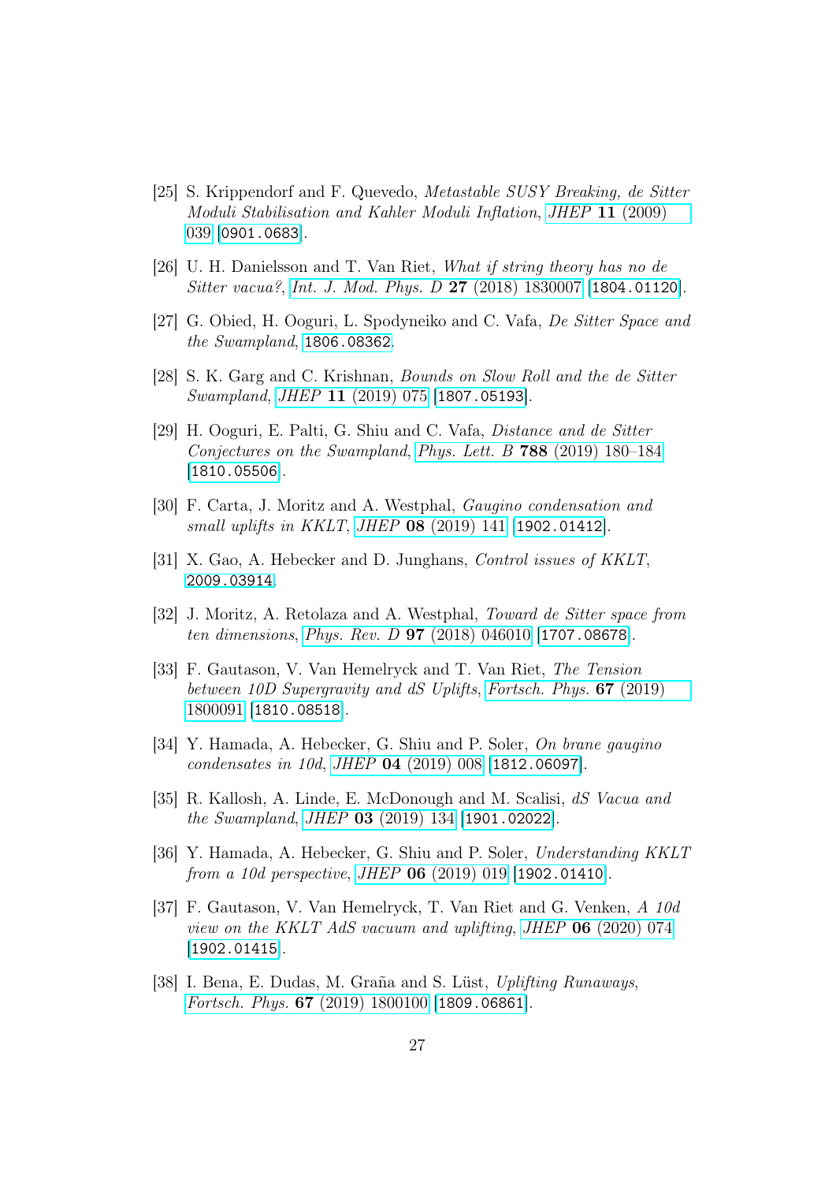[25] S. Krippendorf and F. Quevedo, *Metastable SUSY Breaking, de Sitter Moduli Stabilisation and Kahler Moduli Inflation*, *JHEP* **11** (2009) 039 [0901.0683].

[26] U. H. Danielsson and T. Van Riet, *What if string theory has no de Sitter vacua?*, *Int. J. Mod. Phys. D* **27** (2018) 1830007 [1804.01120].

[27] G. Obied, H. Ooguri, L. Spodyneiko and C. Vafa, *De Sitter Space and the Swampland*, 1806.08362.

[28] S. K. Garg and C. Krishnan, *Bounds on Slow Roll and the de Sitter Swampland*, *JHEP* **11** (2019) 075 [1807.05193].

[29] H. Ooguri, E. Palti, G. Shiu and C. Vafa, *Distance and de Sitter Conjectures on the Swampland*, *Phys. Lett. B* **788** (2019) 180–184 [1810.05506].

[30] F. Carta, J. Moritz and A. Westphal, *Gaugino condensation and small uplifts in KKLT*, *JHEP* **08** (2019) 141 [1902.01412].

[31] X. Gao, A. Hebecker and D. Junghans, *Control issues of KKLT*, 2009.03914.

[32] J. Moritz, A. Retolaza and A. Westphal, *Toward de Sitter space from ten dimensions*, *Phys. Rev. D* **97** (2018) 046010 [1707.08678].

[33] F. Gautason, V. Van Hemelryck and T. Van Riet, *The Tension between 10D Supergravity and dS Uplifts*, *Fortsch. Phys.* **67** (2019) 1800091 [1810.08518].

[34] Y. Hamada, A. Hebecker, G. Shiu and P. Soler, *On brane gaugino condensates in 10d*, *JHEP* **04** (2019) 008 [1812.06097].

[35] R. Kallosh, A. Linde, E. McDonough and M. Scalisi, *dS Vacua and the Swampland*, *JHEP* **03** (2019) 134 [1901.02022].

[36] Y. Hamada, A. Hebecker, G. Shiu and P. Soler, *Understanding KKLT from a 10d perspective*, *JHEP* **06** (2019) 019 [1902.01410].

[37] F. Gautason, V. Van Hemelryck, T. Van Riet and G. Venken, *A 10d view on the KKLT AdS vacuum and uplifting*, *JHEP* **06** (2020) 074 [1902.01415].

[38] I. Bena, E. Dudas, M. Graña and S. Lüst, *Uplifting Runaways*, *Fortsch. Phys.* **67** (2019) 1800100 [1809.06861].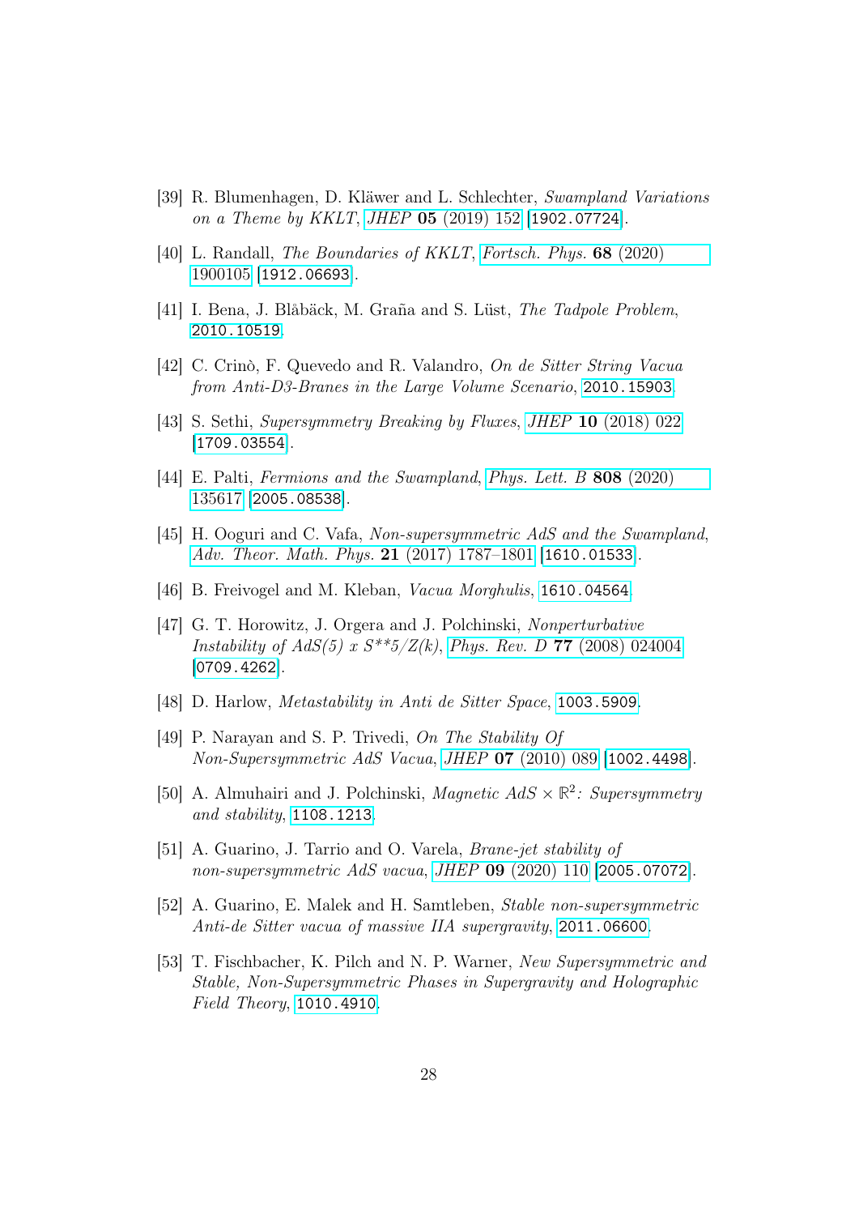[39] R. Blumenhagen, D. Kläwer and L. Schlechter, *Swampland Variations on a Theme by KKLT*, *JHEP* **05** (2019) 152 [1902.07724].

[40] L. Randall, *The Boundaries of KKLT*, *Fortsch. Phys.* **68** (2020) 1900105 [1912.06693].

[41] I. Bena, J. Blåbäck, M. Graña and S. Lüst, *The Tadpole Problem*, 2010.10519.

[42] C. Crinò, F. Quevedo and R. Valandro, *On de Sitter String Vacua from Anti-D3-Branes in the Large Volume Scenario*, 2010.15903.

[43] S. Sethi, *Supersymmetry Breaking by Fluxes*, *JHEP* **10** (2018) 022 [1709.03554].

[44] E. Palti, *Fermions and the Swampland*, *Phys. Lett. B* **808** (2020) 135617 [2005.08538].

[45] H. Ooguri and C. Vafa, *Non-supersymmetric AdS and the Swampland*, *Adv. Theor. Math. Phys.* **21** (2017) 1787–1801 [1610.01533].

[46] B. Freivogel and M. Kleban, *Vacua Morghulis*, 1610.04564.

[47] G. T. Horowitz, J. Orgera and J. Polchinski, *Nonperturbative Instability of AdS(5) x S**5/Z(k)*, *Phys. Rev. D* **77** (2008) 024004 [0709.4262].

[48] D. Harlow, *Metastability in Anti de Sitter Space*, 1003.5909.

[49] P. Narayan and S. P. Trivedi, *On The Stability Of Non-Supersymmetric AdS Vacua*, *JHEP* **07** (2010) 089 [1002.4498].

[50] A. Almuhairi and J. Polchinski, *Magnetic AdS* $\times\, \mathbb{R}^2$*: Supersymmetry and stability*, 1108.1213.

[51] A. Guarino, J. Tarrio and O. Varela, *Brane-jet stability of non-supersymmetric AdS vacua*, *JHEP* **09** (2020) 110 [2005.07072].

[52] A. Guarino, E. Malek and H. Samtleben, *Stable non-supersymmetric Anti-de Sitter vacua of massive IIA supergravity*, 2011.06600.

[53] T. Fischbacher, K. Pilch and N. P. Warner, *New Supersymmetric and Stable, Non-Supersymmetric Phases in Supergravity and Holographic Field Theory*, 1010.4910.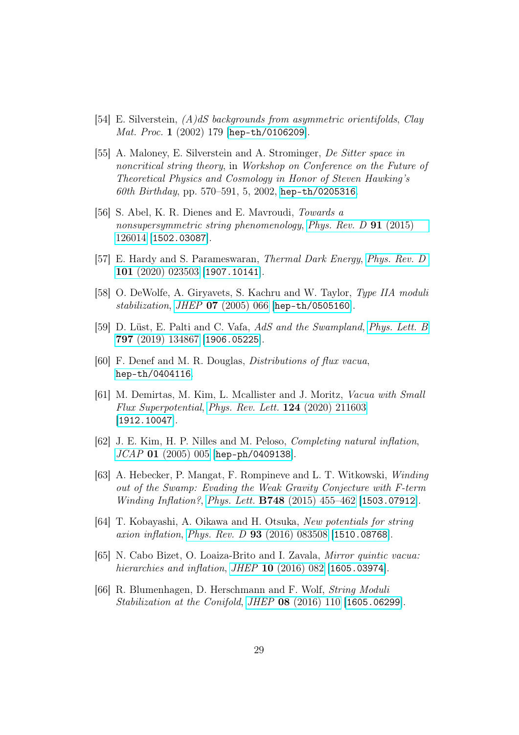[54] E. Silverstein, *(A)dS backgrounds from asymmetric orientifolds*, *Clay Mat. Proc.* **1** (2002) 179 [hep-th/0106209].

[55] A. Maloney, E. Silverstein and A. Strominger, *De Sitter space in noncritical string theory*, in *Workshop on Conference on the Future of Theoretical Physics and Cosmology in Honor of Steven Hawking's 60th Birthday*, pp. 570–591, 5, 2002, hep-th/0205316.

[56] S. Abel, K. R. Dienes and E. Mavroudi, *Towards a nonsupersymmetric string phenomenology*, *Phys. Rev. D* **91** (2015) 126014 [1502.03087].

[57] E. Hardy and S. Parameswaran, *Thermal Dark Energy*, *Phys. Rev. D* **101** (2020) 023503 [1907.10141].

[58] O. DeWolfe, A. Giryavets, S. Kachru and W. Taylor, *Type IIA moduli stabilization*, *JHEP* **07** (2005) 066 [hep-th/0505160].

[59] D. Lüst, E. Palti and C. Vafa, *AdS and the Swampland*, *Phys. Lett. B* **797** (2019) 134867 [1906.05225].

[60] F. Denef and M. R. Douglas, *Distributions of flux vacua*, hep-th/0404116.

[61] M. Demirtas, M. Kim, L. Mcallister and J. Moritz, *Vacua with Small Flux Superpotential*, *Phys. Rev. Lett.* **124** (2020) 211603 [1912.10047].

[62] J. E. Kim, H. P. Nilles and M. Peloso, *Completing natural inflation*, *JCAP* **01** (2005) 005 [hep-ph/0409138].

[63] A. Hebecker, P. Mangat, F. Rompineve and L. T. Witkowski, *Winding out of the Swamp: Evading the Weak Gravity Conjecture with F-term Winding Inflation?*, *Phys. Lett.* **B748** (2015) 455–462 [1503.07912].

[64] T. Kobayashi, A. Oikawa and H. Otsuka, *New potentials for string axion inflation*, *Phys. Rev. D* **93** (2016) 083508 [1510.08768].

[65] N. Cabo Bizet, O. Loaiza-Brito and I. Zavala, *Mirror quintic vacua: hierarchies and inflation*, *JHEP* **10** (2016) 082 [1605.03974].

[66] R. Blumenhagen, D. Herschmann and F. Wolf, *String Moduli Stabilization at the Conifold*, *JHEP* **08** (2016) 110 [1605.06299].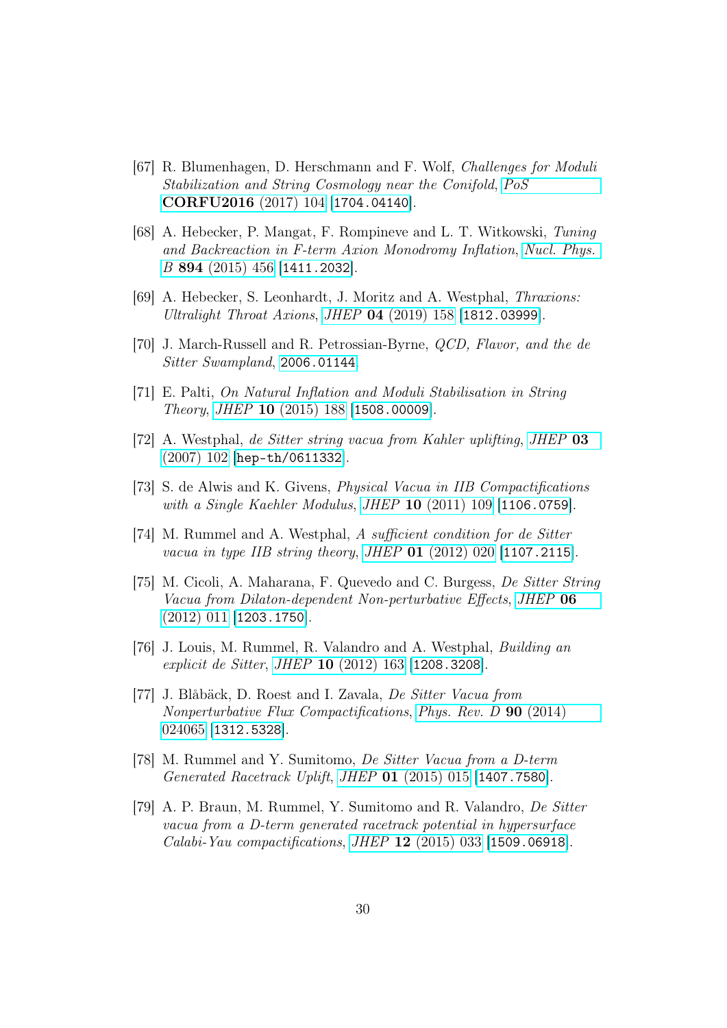[67] R. Blumenhagen, D. Herschmann and F. Wolf, *Challenges for Moduli Stabilization and String Cosmology near the Conifold*, *PoS* **CORFU2016** (2017) 104 [1704.04140].

[68] A. Hebecker, P. Mangat, F. Rompineve and L. T. Witkowski, *Tuning and Backreaction in F-term Axion Monodromy Inflation*, *Nucl. Phys. B* **894** (2015) 456 [1411.2032].

[69] A. Hebecker, S. Leonhardt, J. Moritz and A. Westphal, *Thraxions: Ultralight Throat Axions*, *JHEP* **04** (2019) 158 [1812.03999].

[70] J. March-Russell and R. Petrossian-Byrne, *QCD, Flavor, and the de Sitter Swampland*, 2006.01144.

[71] E. Palti, *On Natural Inflation and Moduli Stabilisation in String Theory*, *JHEP* **10** (2015) 188 [1508.00009].

[72] A. Westphal, *de Sitter string vacua from Kahler uplifting*, *JHEP* **03** (2007) 102 [hep-th/0611332].

[73] S. de Alwis and K. Givens, *Physical Vacua in IIB Compactifications with a Single Kaehler Modulus*, *JHEP* **10** (2011) 109 [1106.0759].

[74] M. Rummel and A. Westphal, *A sufficient condition for de Sitter vacua in type IIB string theory*, *JHEP* **01** (2012) 020 [1107.2115].

[75] M. Cicoli, A. Maharana, F. Quevedo and C. Burgess, *De Sitter String Vacua from Dilaton-dependent Non-perturbative Effects*, *JHEP* **06** (2012) 011 [1203.1750].

[76] J. Louis, M. Rummel, R. Valandro and A. Westphal, *Building an explicit de Sitter*, *JHEP* **10** (2012) 163 [1208.3208].

[77] J. Blåbäck, D. Roest and I. Zavala, *De Sitter Vacua from Nonperturbative Flux Compactifications*, *Phys. Rev. D* **90** (2014) 024065 [1312.5328].

[78] M. Rummel and Y. Sumitomo, *De Sitter Vacua from a D-term Generated Racetrack Uplift*, *JHEP* **01** (2015) 015 [1407.7580].

[79] A. P. Braun, M. Rummel, Y. Sumitomo and R. Valandro, *De Sitter vacua from a D-term generated racetrack potential in hypersurface Calabi-Yau compactifications*, *JHEP* **12** (2015) 033 [1509.06918].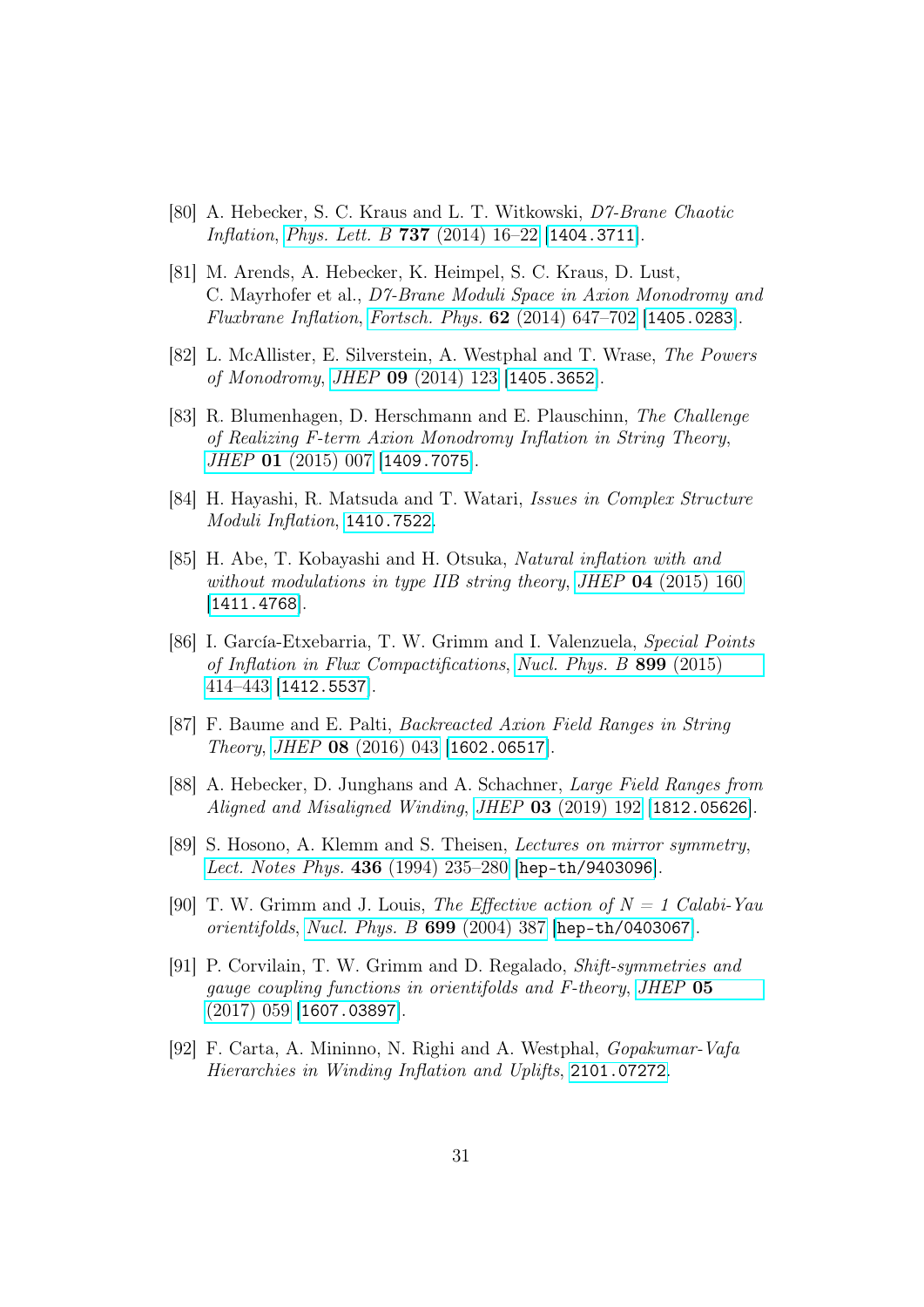[80] A. Hebecker, S. C. Kraus and L. T. Witkowski, *D7-Brane Chaotic Inflation*, *Phys. Lett. B* **737** (2014) 16–22 [1404.3711].

[81] M. Arends, A. Hebecker, K. Heimpel, S. C. Kraus, D. Lust, C. Mayrhofer et al., *D7-Brane Moduli Space in Axion Monodromy and Fluxbrane Inflation*, *Fortsch. Phys.* **62** (2014) 647–702 [1405.0283].

[82] L. McAllister, E. Silverstein, A. Westphal and T. Wrase, *The Powers of Monodromy*, *JHEP* **09** (2014) 123 [1405.3652].

[83] R. Blumenhagen, D. Herschmann and E. Plauschinn, *The Challenge of Realizing F-term Axion Monodromy Inflation in String Theory*, *JHEP* **01** (2015) 007 [1409.7075].

[84] H. Hayashi, R. Matsuda and T. Watari, *Issues in Complex Structure Moduli Inflation*, 1410.7522.

[85] H. Abe, T. Kobayashi and H. Otsuka, *Natural inflation with and without modulations in type IIB string theory*, *JHEP* **04** (2015) 160 [1411.4768].

[86] I. García-Etxebarria, T. W. Grimm and I. Valenzuela, *Special Points of Inflation in Flux Compactifications*, *Nucl. Phys. B* **899** (2015) 414–443 [1412.5537].

[87] F. Baume and E. Palti, *Backreacted Axion Field Ranges in String Theory*, *JHEP* **08** (2016) 043 [1602.06517].

[88] A. Hebecker, D. Junghans and A. Schachner, *Large Field Ranges from Aligned and Misaligned Winding*, *JHEP* **03** (2019) 192 [1812.05626].

[89] S. Hosono, A. Klemm and S. Theisen, *Lectures on mirror symmetry*, *Lect. Notes Phys.* **436** (1994) 235–280 [hep-th/9403096].

[90] T. W. Grimm and J. Louis, *The Effective action of N = 1 Calabi-Yau orientifolds*, *Nucl. Phys. B* **699** (2004) 387 [hep-th/0403067].

[91] P. Corvilain, T. W. Grimm and D. Regalado, *Shift-symmetries and gauge coupling functions in orientifolds and F-theory*, *JHEP* **05** (2017) 059 [1607.03897].

[92] F. Carta, A. Mininno, N. Righi and A. Westphal, *Gopakumar-Vafa Hierarchies in Winding Inflation and Uplifts*, 2101.07272.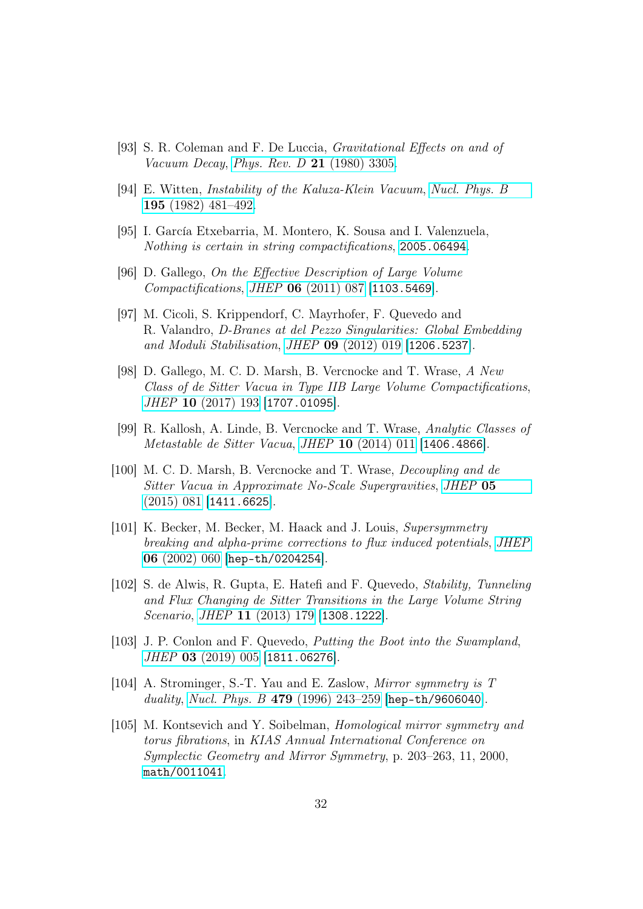[93] S. R. Coleman and F. De Luccia, *Gravitational Effects on and of Vacuum Decay*, *Phys. Rev. D* **21** (1980) 3305.

[94] E. Witten, *Instability of the Kaluza-Klein Vacuum*, *Nucl. Phys. B* **195** (1982) 481–492.

[95] I. García Etxebarria, M. Montero, K. Sousa and I. Valenzuela, *Nothing is certain in string compactifications*, 2005.06494.

[96] D. Gallego, *On the Effective Description of Large Volume Compactifications*, *JHEP* **06** (2011) 087 [1103.5469].

[97] M. Cicoli, S. Krippendorf, C. Mayrhofer, F. Quevedo and R. Valandro, *D-Branes at del Pezzo Singularities: Global Embedding and Moduli Stabilisation*, *JHEP* **09** (2012) 019 [1206.5237].

[98] D. Gallego, M. C. D. Marsh, B. Vercnocke and T. Wrase, *A New Class of de Sitter Vacua in Type IIB Large Volume Compactifications*, *JHEP* **10** (2017) 193 [1707.01095].

[99] R. Kallosh, A. Linde, B. Vercnocke and T. Wrase, *Analytic Classes of Metastable de Sitter Vacua*, *JHEP* **10** (2014) 011 [1406.4866].

[100] M. C. D. Marsh, B. Vercnocke and T. Wrase, *Decoupling and de Sitter Vacua in Approximate No-Scale Supergravities*, *JHEP* **05** (2015) 081 [1411.6625].

[101] K. Becker, M. Becker, M. Haack and J. Louis, *Supersymmetry breaking and alpha-prime corrections to flux induced potentials*, *JHEP* **06** (2002) 060 [hep-th/0204254].

[102] S. de Alwis, R. Gupta, E. Hatefi and F. Quevedo, *Stability, Tunneling and Flux Changing de Sitter Transitions in the Large Volume String Scenario*, *JHEP* **11** (2013) 179 [1308.1222].

[103] J. P. Conlon and F. Quevedo, *Putting the Boot into the Swampland*, *JHEP* **03** (2019) 005 [1811.06276].

[104] A. Strominger, S.-T. Yau and E. Zaslow, *Mirror symmetry is T duality*, *Nucl. Phys. B* **479** (1996) 243–259 [hep-th/9606040].

[105] M. Kontsevich and Y. Soibelman, *Homological mirror symmetry and torus fibrations*, in *KIAS Annual International Conference on Symplectic Geometry and Mirror Symmetry*, p. 203–263, 11, 2000, math/0011041.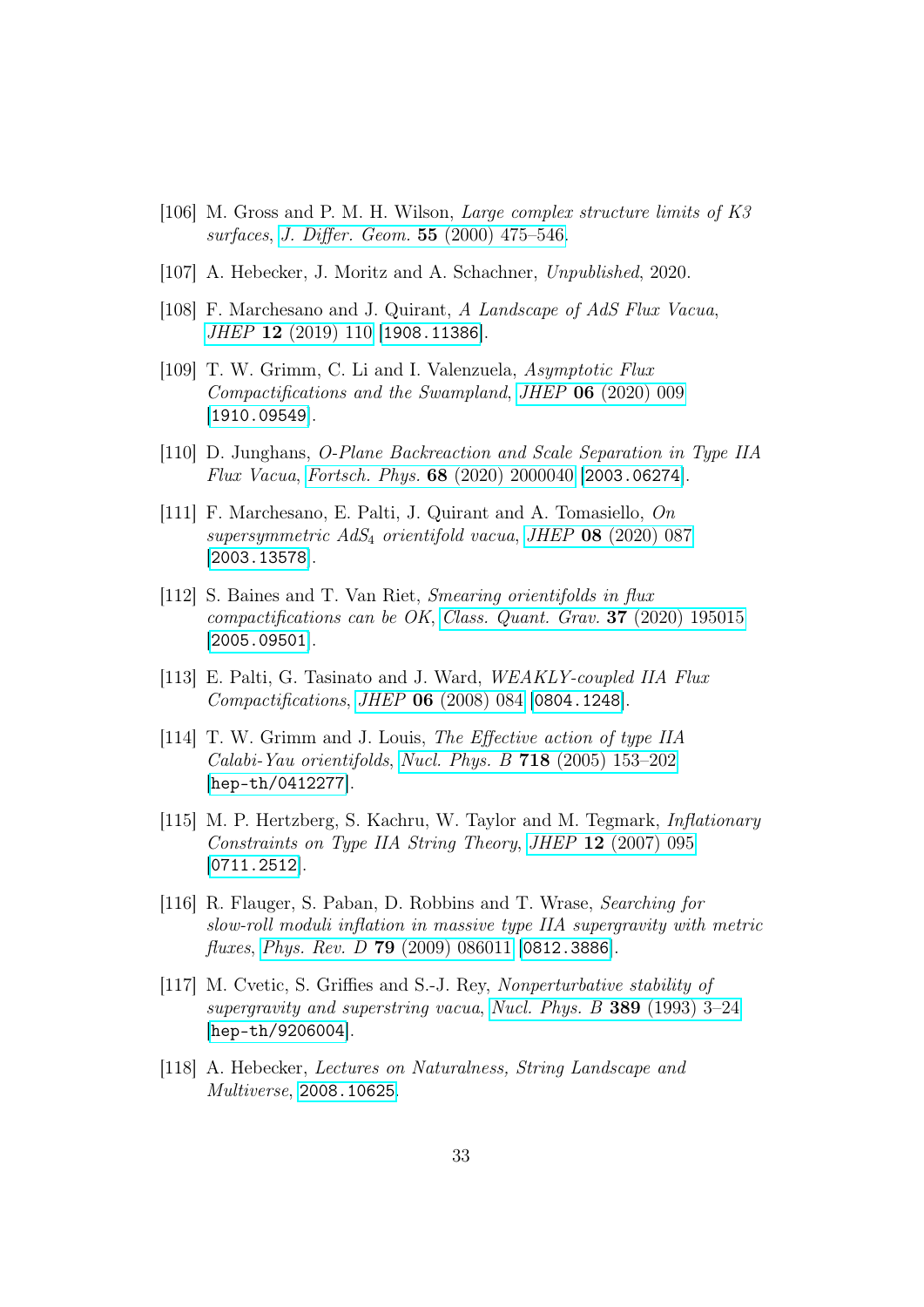[106] M. Gross and P. M. H. Wilson, *Large complex structure limits of K3 surfaces*, *J. Differ. Geom.* **55** (2000) 475–546.

[107] A. Hebecker, J. Moritz and A. Schachner, *Unpublished*, 2020.

[108] F. Marchesano and J. Quirant, *A Landscape of AdS Flux Vacua*, *JHEP* **12** (2019) 110 [1908.11386].

[109] T. W. Grimm, C. Li and I. Valenzuela, *Asymptotic Flux Compactifications and the Swampland*, *JHEP* **06** (2020) 009 [1910.09549].

[110] D. Junghans, *O-Plane Backreaction and Scale Separation in Type IIA Flux Vacua*, *Fortsch. Phys.* **68** (2020) 2000040 [2003.06274].

[111] F. Marchesano, E. Palti, J. Quirant and A. Tomasiello, *On supersymmetric AdS$_4$ orientifold vacua*, *JHEP* **08** (2020) 087 [2003.13578].

[112] S. Baines and T. Van Riet, *Smearing orientifolds in flux compactifications can be OK*, *Class. Quant. Grav.* **37** (2020) 195015 [2005.09501].

[113] E. Palti, G. Tasinato and J. Ward, *WEAKLY-coupled IIA Flux Compactifications*, *JHEP* **06** (2008) 084 [0804.1248].

[114] T. W. Grimm and J. Louis, *The Effective action of type IIA Calabi-Yau orientifolds*, *Nucl. Phys. B* **718** (2005) 153–202 [hep-th/0412277].

[115] M. P. Hertzberg, S. Kachru, W. Taylor and M. Tegmark, *Inflationary Constraints on Type IIA String Theory*, *JHEP* **12** (2007) 095 [0711.2512].

[116] R. Flauger, S. Paban, D. Robbins and T. Wrase, *Searching for slow-roll moduli inflation in massive type IIA supergravity with metric fluxes*, *Phys. Rev. D* **79** (2009) 086011 [0812.3886].

[117] M. Cvetic, S. Griffies and S.-J. Rey, *Nonperturbative stability of supergravity and superstring vacua*, *Nucl. Phys. B* **389** (1993) 3–24 [hep-th/9206004].

[118] A. Hebecker, *Lectures on Naturalness, String Landscape and Multiverse*, 2008.10625.